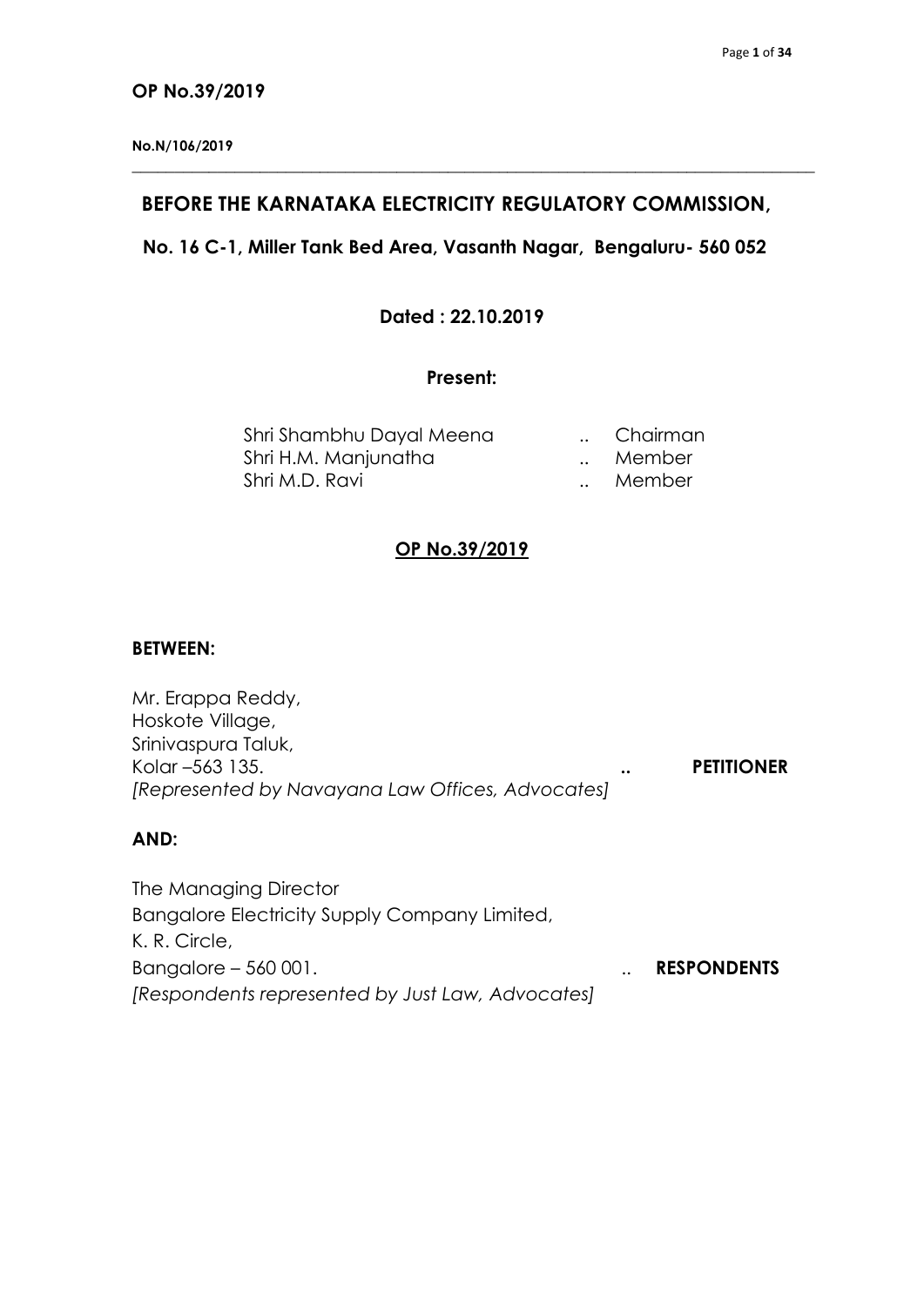**OP No.39/2019**

**No.N/106/2019**

---

## BEFORE THE KARNATAKA ELECTRICITY REGULATORY COMMISSION,

**No. 16 C-1, Miller Tank Bed Area, Vasanth Nagar, Bengaluru- 560 052**

**Dated : 22.10.2019**

**Present:**

| | | |
|---|---|---|
| Shri Shambhu Dayal Meena | .. | Chairman |
| Shri H.M. Manjunatha | .. | Member |
| Shri M.D. Ravi | .. | Member |

**OP No.39/2019**

**BETWEEN:**

Mr. Erappa Reddy,
Hoskote Village,
Srinivaspura Taluk,
Kolar –563 135. .. **PETITIONER**
*[Represented by Navayana Law Offices, Advocates]*

**AND:**

The Managing Director
Bangalore Electricity Supply Company Limited,
K. R. Circle,
Bangalore – 560 001. .. **RESPONDENTS**
*[Respondents represented by Just Law, Advocates]*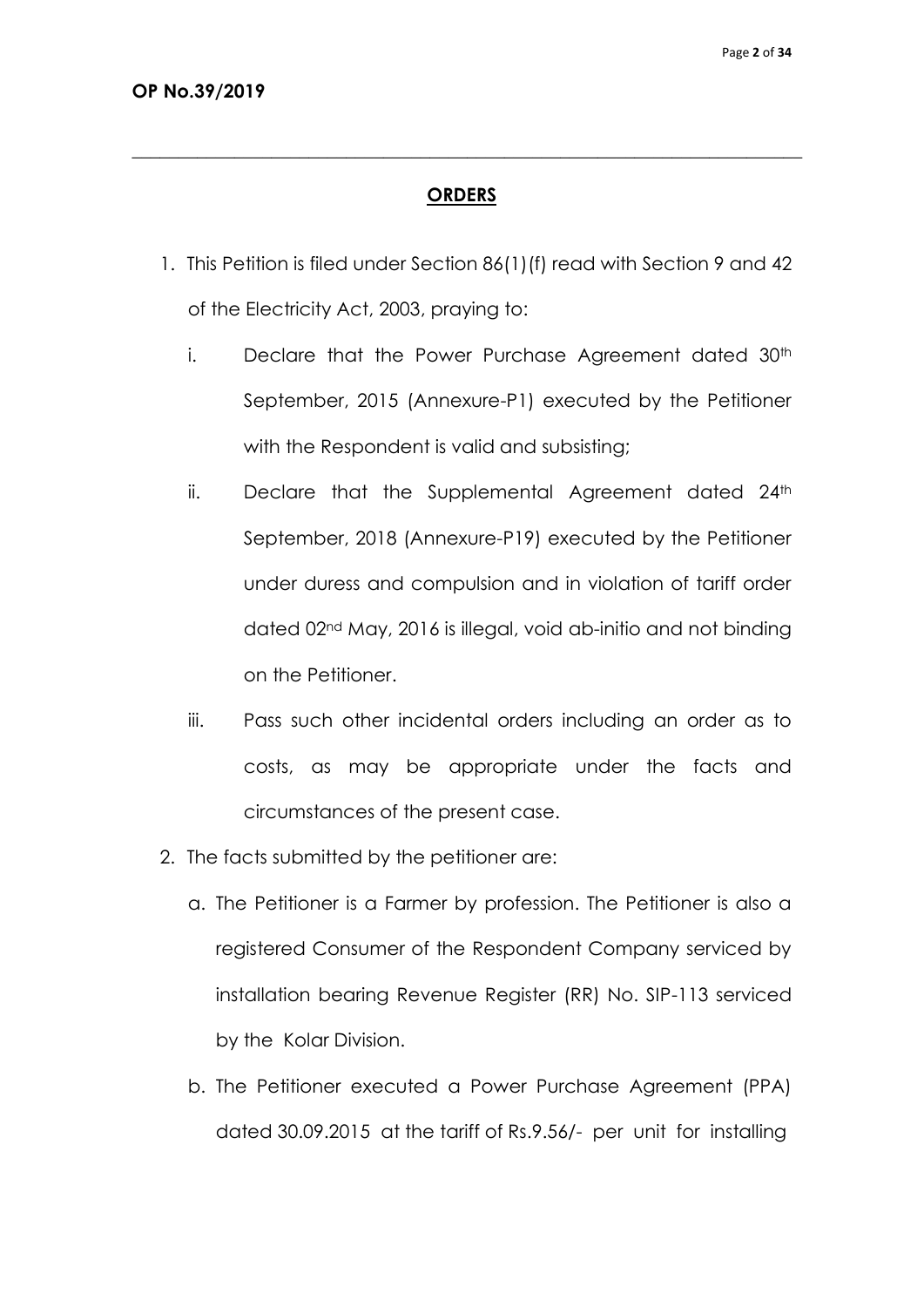**OP No.39/2019**

## ORDERS

1. This Petition is filed under Section 86(1)(f) read with Section 9 and 42 of the Electricity Act, 2003, praying to:

   i. Declare that the Power Purchase Agreement dated 30th September, 2015 (Annexure-P1) executed by the Petitioner with the Respondent is valid and subsisting;

   ii. Declare that the Supplemental Agreement dated 24th September, 2018 (Annexure-P19) executed by the Petitioner under duress and compulsion and in violation of tariff order dated 02nd May, 2016 is illegal, void ab-initio and not binding on the Petitioner.

   iii. Pass such other incidental orders including an order as to costs, as may be appropriate under the facts and circumstances of the present case.

2. The facts submitted by the petitioner are:

   a. The Petitioner is a Farmer by profession. The Petitioner is also a registered Consumer of the Respondent Company serviced by installation bearing Revenue Register (RR) No. SIP-113 serviced by the Kolar Division.

   b. The Petitioner executed a Power Purchase Agreement (PPA) dated 30.09.2015 at the tariff of Rs.9.56/- per unit for installing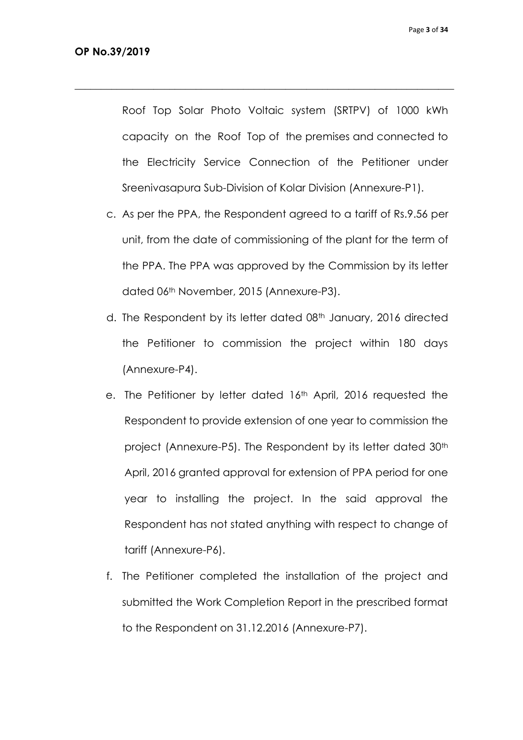Roof Top Solar Photo Voltaic system (SRTPV) of 1000 kWh capacity on the Roof Top of the premises and connected to the Electricity Service Connection of the Petitioner under Sreenivasapura Sub-Division of Kolar Division (Annexure-P1).

c. As per the PPA, the Respondent agreed to a tariff of Rs.9.56 per unit, from the date of commissioning of the plant for the term of the PPA. The PPA was approved by the Commission by its letter dated 06th November, 2015 (Annexure-P3).

d. The Respondent by its letter dated 08th January, 2016 directed the Petitioner to commission the project within 180 days (Annexure-P4).

e. The Petitioner by letter dated 16th April, 2016 requested the Respondent to provide extension of one year to commission the project (Annexure-P5). The Respondent by its letter dated 30th April, 2016 granted approval for extension of PPA period for one year to installing the project. In the said approval the Respondent has not stated anything with respect to change of tariff (Annexure-P6).

f. The Petitioner completed the installation of the project and submitted the Work Completion Report in the prescribed format to the Respondent on 31.12.2016 (Annexure-P7).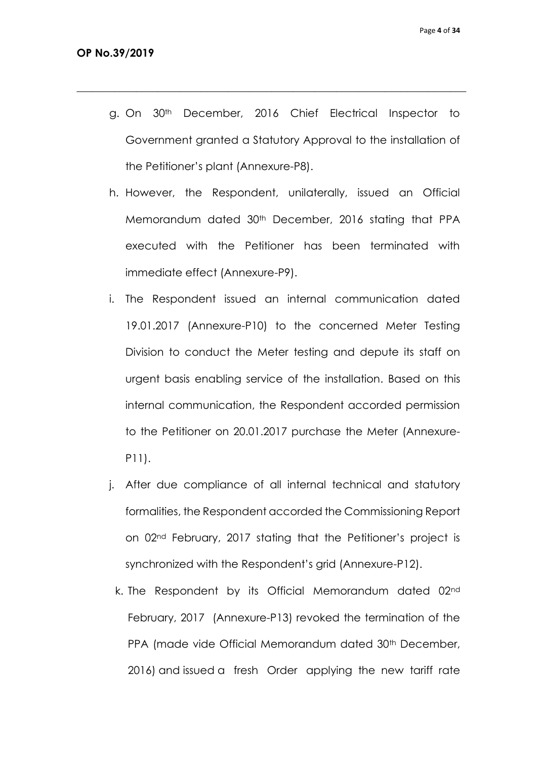g. On 30th December, 2016 Chief Electrical Inspector to Government granted a Statutory Approval to the installation of the Petitioner's plant (Annexure-P8).

h. However, the Respondent, unilaterally, issued an Official Memorandum dated 30th December, 2016 stating that PPA executed with the Petitioner has been terminated with immediate effect (Annexure-P9).

i. The Respondent issued an internal communication dated 19.01.2017 (Annexure-P10) to the concerned Meter Testing Division to conduct the Meter testing and depute its staff on urgent basis enabling service of the installation. Based on this internal communication, the Respondent accorded permission to the Petitioner on 20.01.2017 purchase the Meter (Annexure-P11).

j. After due compliance of all internal technical and statutory formalities, the Respondent accorded the Commissioning Report on 02nd February, 2017 stating that the Petitioner's project is synchronized with the Respondent's grid (Annexure-P12).

k. The Respondent by its Official Memorandum dated 02nd February, 2017 (Annexure-P13) revoked the termination of the PPA (made vide Official Memorandum dated 30th December, 2016) and issued a fresh Order applying the new tariff rate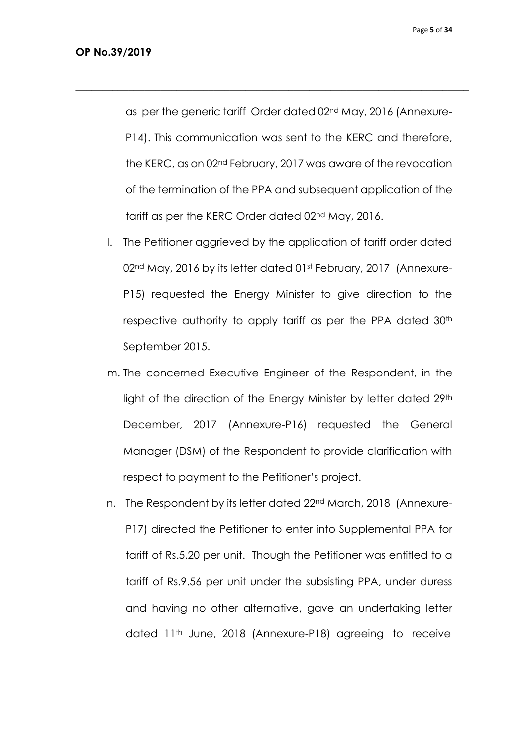as per the generic tariff Order dated 02nd May, 2016 (Annexure-P14). This communication was sent to the KERC and therefore, the KERC, as on 02nd February, 2017 was aware of the revocation of the termination of the PPA and subsequent application of the tariff as per the KERC Order dated 02nd May, 2016.

l. The Petitioner aggrieved by the application of tariff order dated 02nd May, 2016 by its letter dated 01st February, 2017 (Annexure-P15) requested the Energy Minister to give direction to the respective authority to apply tariff as per the PPA dated 30th September 2015.

m. The concerned Executive Engineer of the Respondent, in the light of the direction of the Energy Minister by letter dated 29th December, 2017 (Annexure-P16) requested the General Manager (DSM) of the Respondent to provide clarification with respect to payment to the Petitioner's project.

n. The Respondent by its letter dated 22nd March, 2018 (Annexure-P17) directed the Petitioner to enter into Supplemental PPA for tariff of Rs.5.20 per unit. Though the Petitioner was entitled to a tariff of Rs.9.56 per unit under the subsisting PPA, under duress and having no other alternative, gave an undertaking letter dated 11th June, 2018 (Annexure-P18) agreeing to receive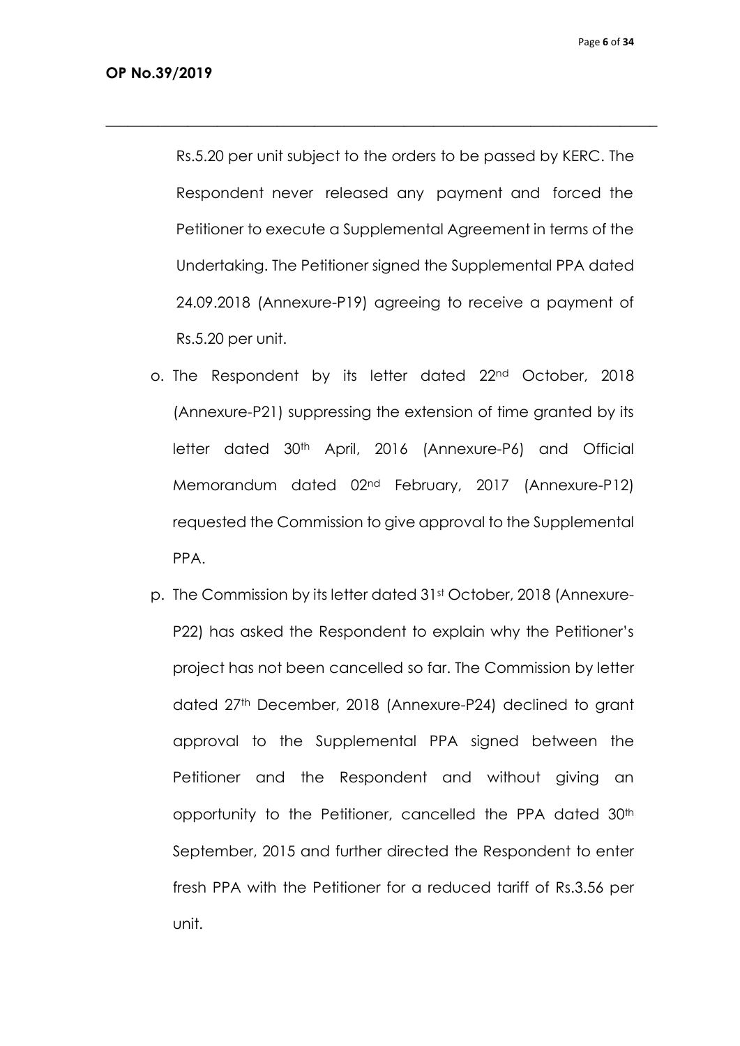Rs.5.20 per unit subject to the orders to be passed by KERC. The Respondent never released any payment and forced the Petitioner to execute a Supplemental Agreement in terms of the Undertaking. The Petitioner signed the Supplemental PPA dated 24.09.2018 (Annexure-P19) agreeing to receive a payment of Rs.5.20 per unit.

o. The Respondent by its letter dated 22nd October, 2018 (Annexure-P21) suppressing the extension of time granted by its letter dated 30th April, 2016 (Annexure-P6) and Official Memorandum dated 02nd February, 2017 (Annexure-P12) requested the Commission to give approval to the Supplemental PPA.

p. The Commission by its letter dated 31st October, 2018 (Annexure-P22) has asked the Respondent to explain why the Petitioner's project has not been cancelled so far. The Commission by letter dated 27th December, 2018 (Annexure-P24) declined to grant approval to the Supplemental PPA signed between the Petitioner and the Respondent and without giving an opportunity to the Petitioner, cancelled the PPA dated 30th September, 2015 and further directed the Respondent to enter fresh PPA with the Petitioner for a reduced tariff of Rs.3.56 per unit.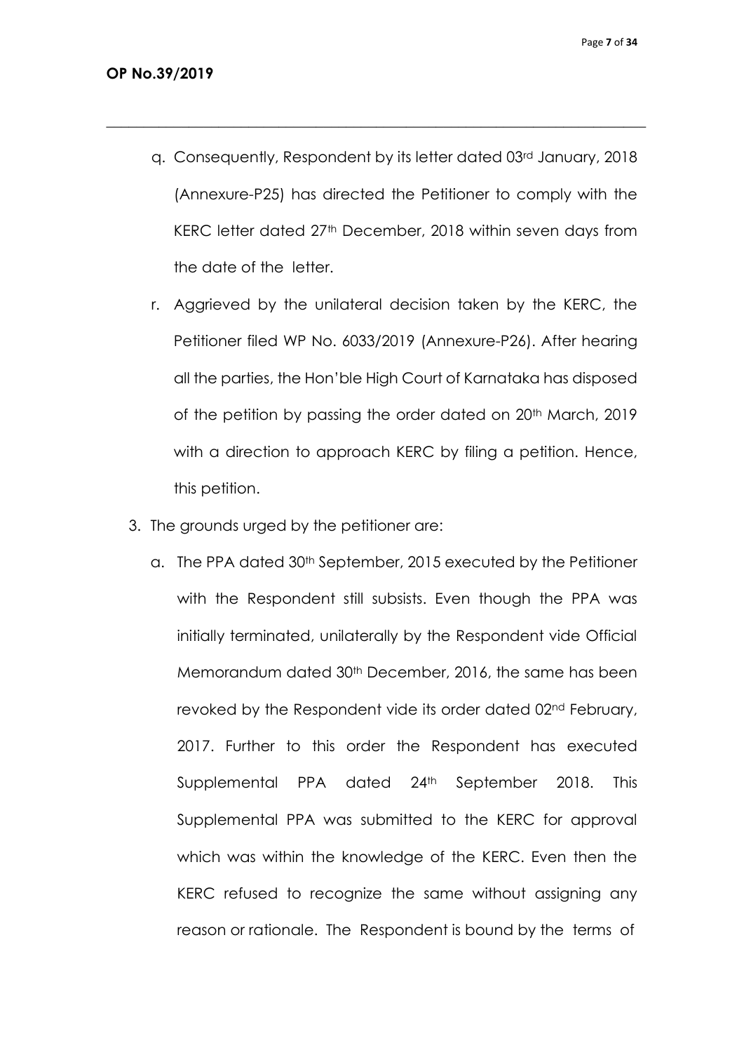q. Consequently, Respondent by its letter dated 03rd January, 2018 (Annexure-P25) has directed the Petitioner to comply with the KERC letter dated 27th December, 2018 within seven days from the date of the letter.

r. Aggrieved by the unilateral decision taken by the KERC, the Petitioner filed WP No. 6033/2019 (Annexure-P26). After hearing all the parties, the Hon'ble High Court of Karnataka has disposed of the petition by passing the order dated on 20th March, 2019 with a direction to approach KERC by filing a petition. Hence, this petition.

3. The grounds urged by the petitioner are:

   a. The PPA dated 30th September, 2015 executed by the Petitioner with the Respondent still subsists. Even though the PPA was initially terminated, unilaterally by the Respondent vide Official Memorandum dated 30th December, 2016, the same has been revoked by the Respondent vide its order dated 02nd February, 2017. Further to this order the Respondent has executed Supplemental PPA dated 24th September 2018. This Supplemental PPA was submitted to the KERC for approval which was within the knowledge of the KERC. Even then the KERC refused to recognize the same without assigning any reason or rationale. The Respondent is bound by the terms of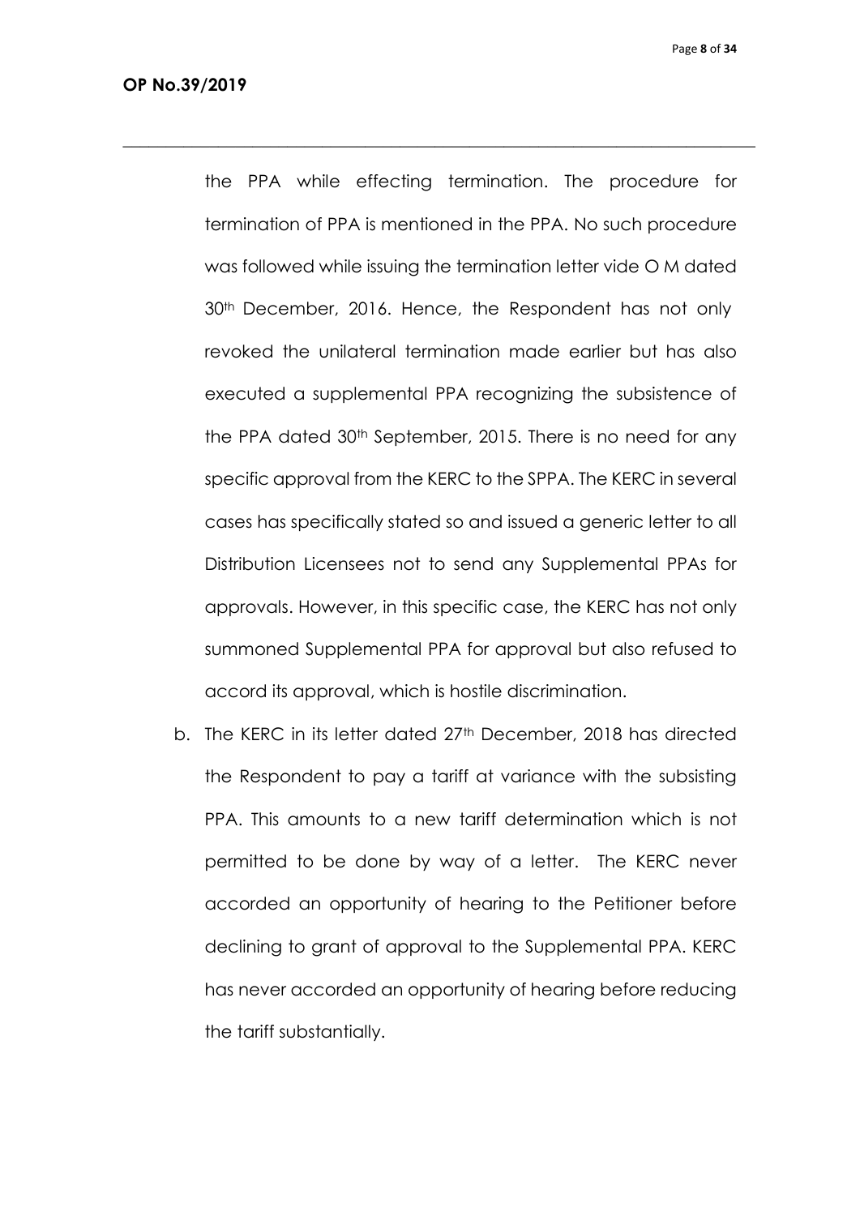the PPA while effecting termination. The procedure for termination of PPA is mentioned in the PPA. No such procedure was followed while issuing the termination letter vide O M dated 30th December, 2016. Hence, the Respondent has not only revoked the unilateral termination made earlier but has also executed a supplemental PPA recognizing the subsistence of the PPA dated 30th September, 2015. There is no need for any specific approval from the KERC to the SPPA. The KERC in several cases has specifically stated so and issued a generic letter to all Distribution Licensees not to send any Supplemental PPAs for approvals. However, in this specific case, the KERC has not only summoned Supplemental PPA for approval but also refused to accord its approval, which is hostile discrimination.

b. The KERC in its letter dated 27th December, 2018 has directed the Respondent to pay a tariff at variance with the subsisting PPA. This amounts to a new tariff determination which is not permitted to be done by way of a letter. The KERC never accorded an opportunity of hearing to the Petitioner before declining to grant of approval to the Supplemental PPA. KERC has never accorded an opportunity of hearing before reducing the tariff substantially.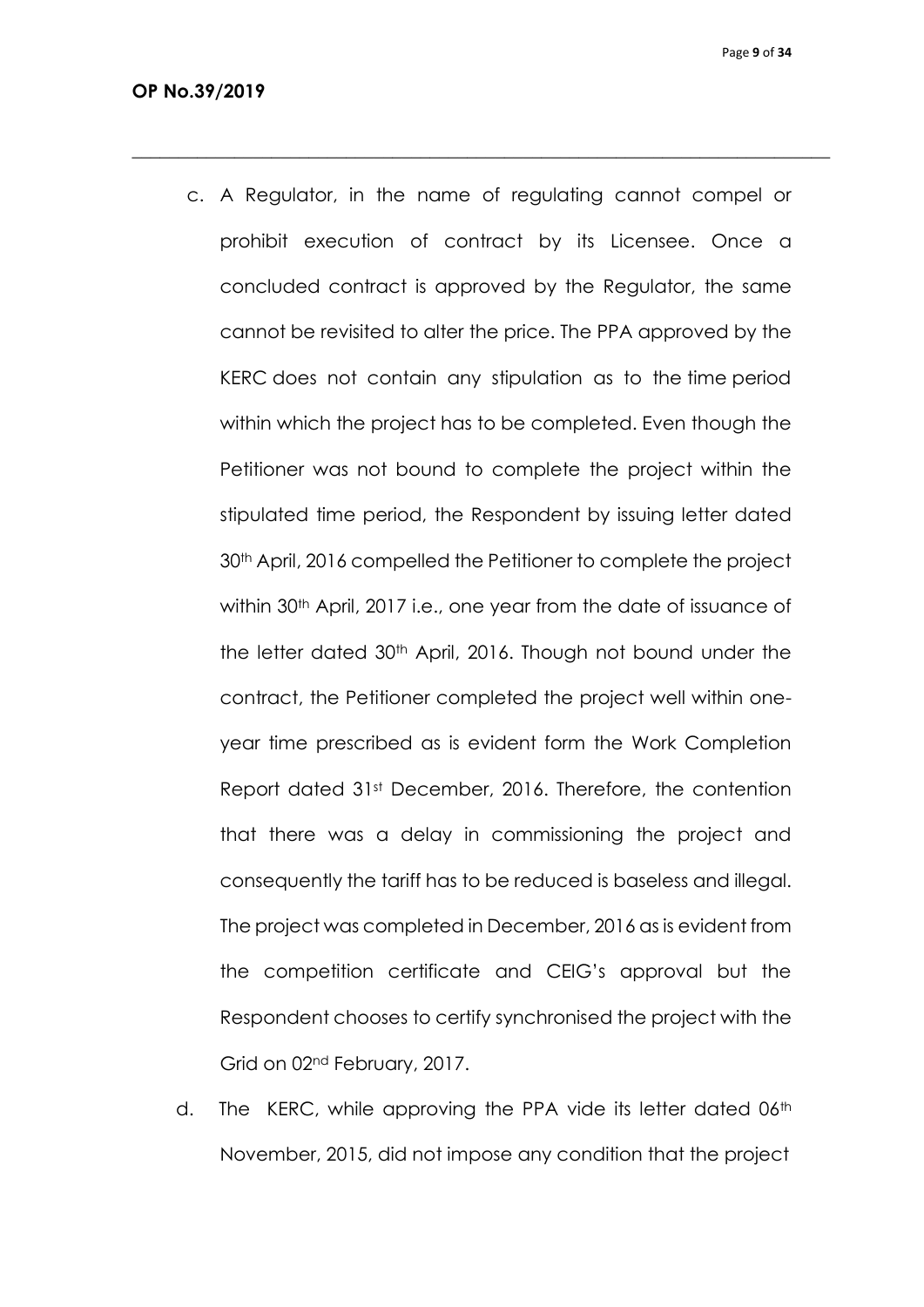c. A Regulator, in the name of regulating cannot compel or prohibit execution of contract by its Licensee. Once a concluded contract is approved by the Regulator, the same cannot be revisited to alter the price. The PPA approved by the KERC does not contain any stipulation as to the time period within which the project has to be completed. Even though the Petitioner was not bound to complete the project within the stipulated time period, the Respondent by issuing letter dated 30th April, 2016 compelled the Petitioner to complete the project within 30th April, 2017 i.e., one year from the date of issuance of the letter dated 30th April, 2016. Though not bound under the contract, the Petitioner completed the project well within one-year time prescribed as is evident form the Work Completion Report dated 31st December, 2016. Therefore, the contention that there was a delay in commissioning the project and consequently the tariff has to be reduced is baseless and illegal. The project was completed in December, 2016 as is evident from the competition certificate and CEIG's approval but the Respondent chooses to certify synchronised the project with the Grid on 02nd February, 2017.

d. The KERC, while approving the PPA vide its letter dated 06th November, 2015, did not impose any condition that the project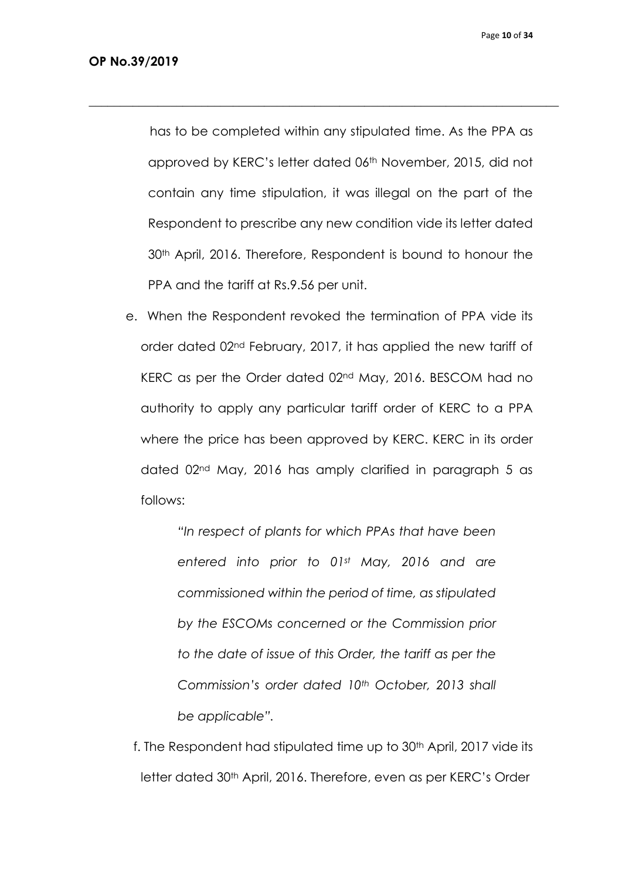has to be completed within any stipulated time. As the PPA as approved by KERC's letter dated 06th November, 2015, did not contain any time stipulation, it was illegal on the part of the Respondent to prescribe any new condition vide its letter dated 30th April, 2016. Therefore, Respondent is bound to honour the PPA and the tariff at Rs.9.56 per unit.

e. When the Respondent revoked the termination of PPA vide its order dated 02nd February, 2017, it has applied the new tariff of KERC as per the Order dated 02nd May, 2016. BESCOM had no authority to apply any particular tariff order of KERC to a PPA where the price has been approved by KERC. KERC in its order dated 02nd May, 2016 has amply clarified in paragraph 5 as follows:

> *"In respect of plants for which PPAs that have been entered into prior to 01st May, 2016 and are commissioned within the period of time, as stipulated by the ESCOMs concerned or the Commission prior to the date of issue of this Order, the tariff as per the Commission's order dated 10th October, 2013 shall be applicable".*

f. The Respondent had stipulated time up to 30th April, 2017 vide its letter dated 30th April, 2016. Therefore, even as per KERC's Order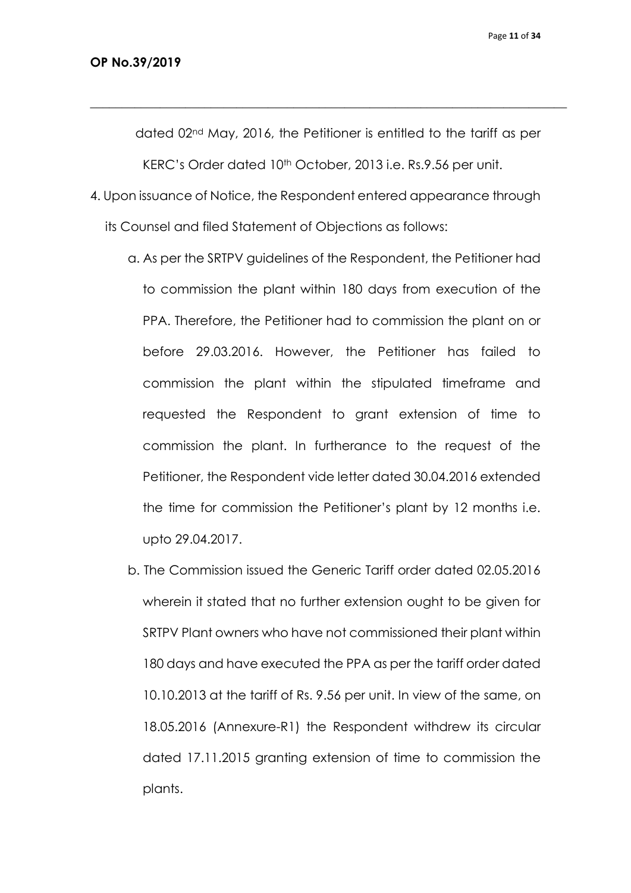dated 02nd May, 2016, the Petitioner is entitled to the tariff as per KERC's Order dated 10th October, 2013 i.e. Rs.9.56 per unit.

4. Upon issuance of Notice, the Respondent entered appearance through its Counsel and filed Statement of Objections as follows:

   a. As per the SRTPV guidelines of the Respondent, the Petitioner had to commission the plant within 180 days from execution of the PPA. Therefore, the Petitioner had to commission the plant on or before 29.03.2016. However, the Petitioner has failed to commission the plant within the stipulated timeframe and requested the Respondent to grant extension of time to commission the plant. In furtherance to the request of the Petitioner, the Respondent vide letter dated 30.04.2016 extended the time for commission the Petitioner's plant by 12 months i.e. upto 29.04.2017.

   b. The Commission issued the Generic Tariff order dated 02.05.2016 wherein it stated that no further extension ought to be given for SRTPV Plant owners who have not commissioned their plant within 180 days and have executed the PPA as per the tariff order dated 10.10.2013 at the tariff of Rs. 9.56 per unit. In view of the same, on 18.05.2016 (Annexure-R1) the Respondent withdrew its circular dated 17.11.2015 granting extension of time to commission the plants.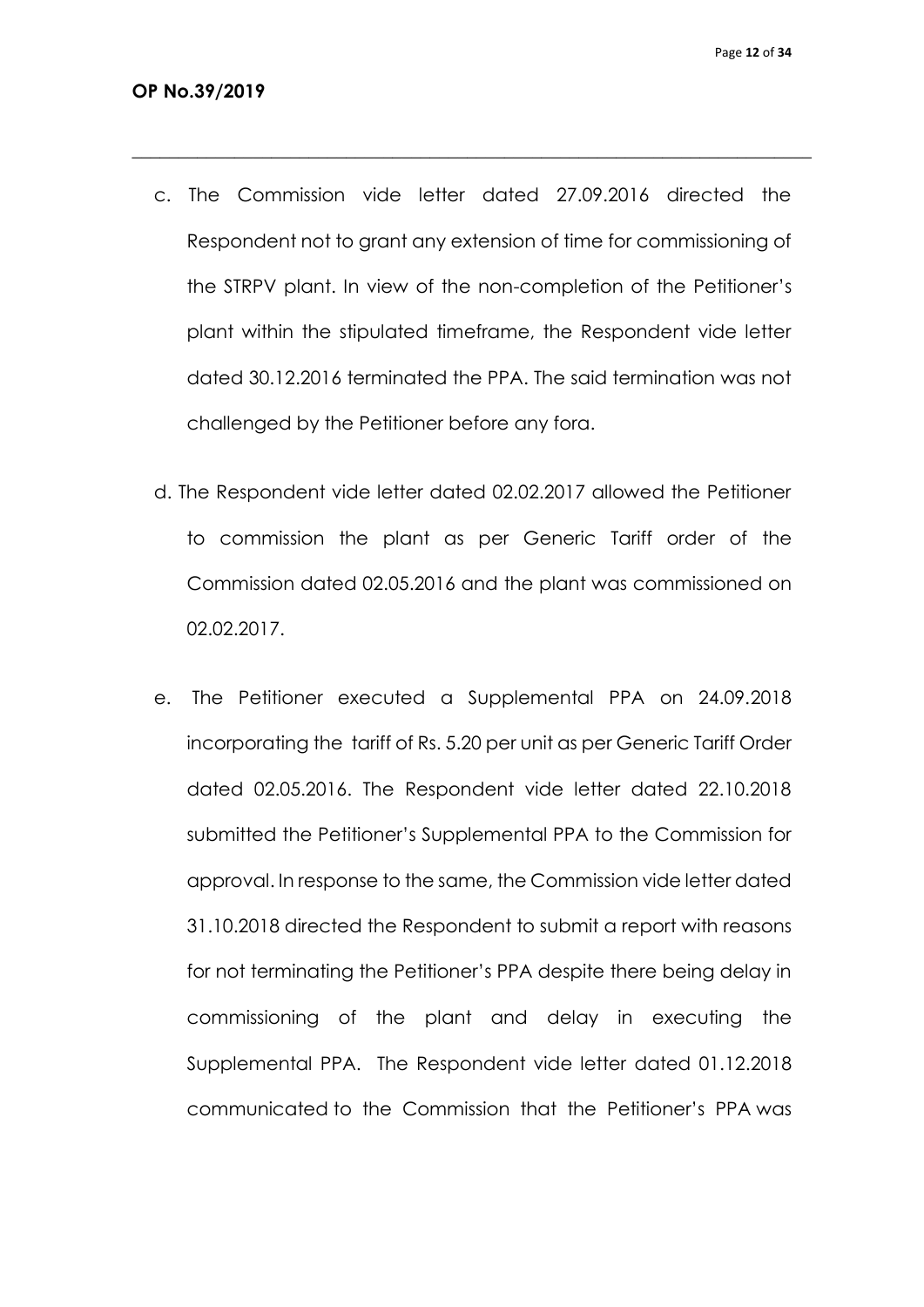c. The Commission vide letter dated 27.09.2016 directed the Respondent not to grant any extension of time for commissioning of the STRPV plant. In view of the non-completion of the Petitioner's plant within the stipulated timeframe, the Respondent vide letter dated 30.12.2016 terminated the PPA. The said termination was not challenged by the Petitioner before any fora.

d. The Respondent vide letter dated 02.02.2017 allowed the Petitioner to commission the plant as per Generic Tariff order of the Commission dated 02.05.2016 and the plant was commissioned on 02.02.2017.

e. The Petitioner executed a Supplemental PPA on 24.09.2018 incorporating the tariff of Rs. 5.20 per unit as per Generic Tariff Order dated 02.05.2016. The Respondent vide letter dated 22.10.2018 submitted the Petitioner's Supplemental PPA to the Commission for approval. In response to the same, the Commission vide letter dated 31.10.2018 directed the Respondent to submit a report with reasons for not terminating the Petitioner's PPA despite there being delay in commissioning of the plant and delay in executing the Supplemental PPA. The Respondent vide letter dated 01.12.2018 communicated to the Commission that the Petitioner's PPA was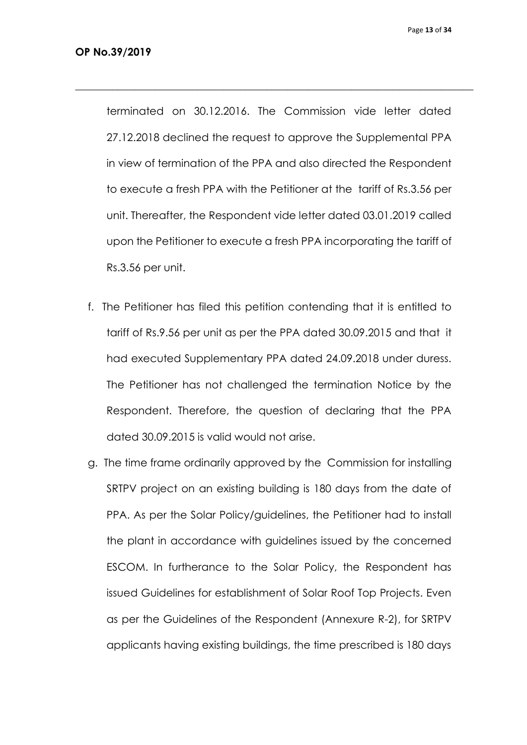terminated on 30.12.2016. The Commission vide letter dated 27.12.2018 declined the request to approve the Supplemental PPA in view of termination of the PPA and also directed the Respondent to execute a fresh PPA with the Petitioner at the tariff of Rs.3.56 per unit. Thereafter, the Respondent vide letter dated 03.01.2019 called upon the Petitioner to execute a fresh PPA incorporating the tariff of Rs.3.56 per unit.

f. The Petitioner has filed this petition contending that it is entitled to tariff of Rs.9.56 per unit as per the PPA dated 30.09.2015 and that it had executed Supplementary PPA dated 24.09.2018 under duress. The Petitioner has not challenged the termination Notice by the Respondent. Therefore, the question of declaring that the PPA dated 30.09.2015 is valid would not arise.

g. The time frame ordinarily approved by the Commission for installing SRTPV project on an existing building is 180 days from the date of PPA. As per the Solar Policy/guidelines, the Petitioner had to install the plant in accordance with guidelines issued by the concerned ESCOM. In furtherance to the Solar Policy, the Respondent has issued Guidelines for establishment of Solar Roof Top Projects. Even as per the Guidelines of the Respondent (Annexure R-2), for SRTPV applicants having existing buildings, the time prescribed is 180 days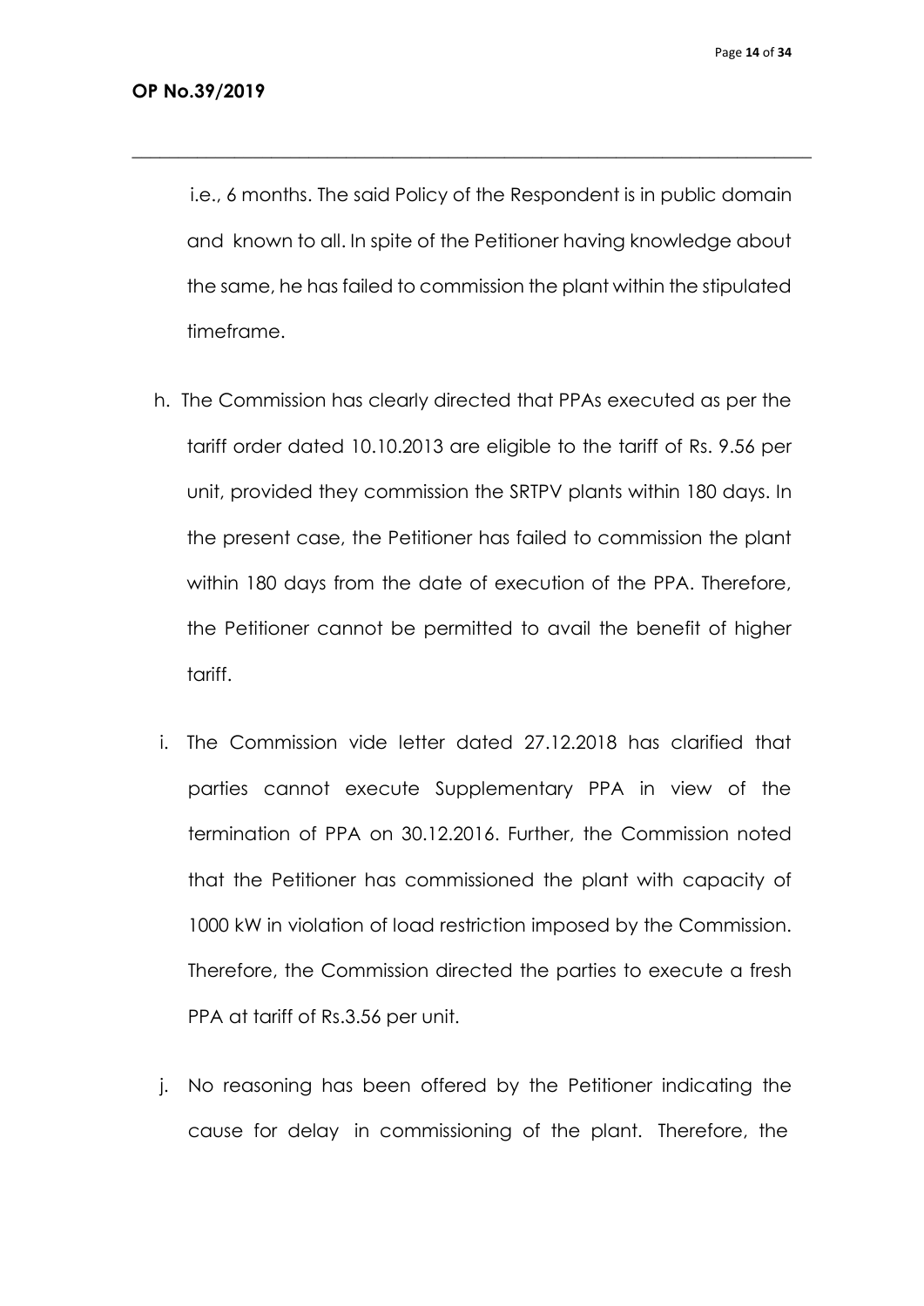i.e., 6 months. The said Policy of the Respondent is in public domain and known to all. In spite of the Petitioner having knowledge about the same, he has failed to commission the plant within the stipulated timeframe.

h. The Commission has clearly directed that PPAs executed as per the tariff order dated 10.10.2013 are eligible to the tariff of Rs. 9.56 per unit, provided they commission the SRTPV plants within 180 days. In the present case, the Petitioner has failed to commission the plant within 180 days from the date of execution of the PPA. Therefore, the Petitioner cannot be permitted to avail the benefit of higher tariff.

i. The Commission vide letter dated 27.12.2018 has clarified that parties cannot execute Supplementary PPA in view of the termination of PPA on 30.12.2016. Further, the Commission noted that the Petitioner has commissioned the plant with capacity of 1000 kW in violation of load restriction imposed by the Commission. Therefore, the Commission directed the parties to execute a fresh PPA at tariff of Rs.3.56 per unit.

j. No reasoning has been offered by the Petitioner indicating the cause for delay in commissioning of the plant. Therefore, the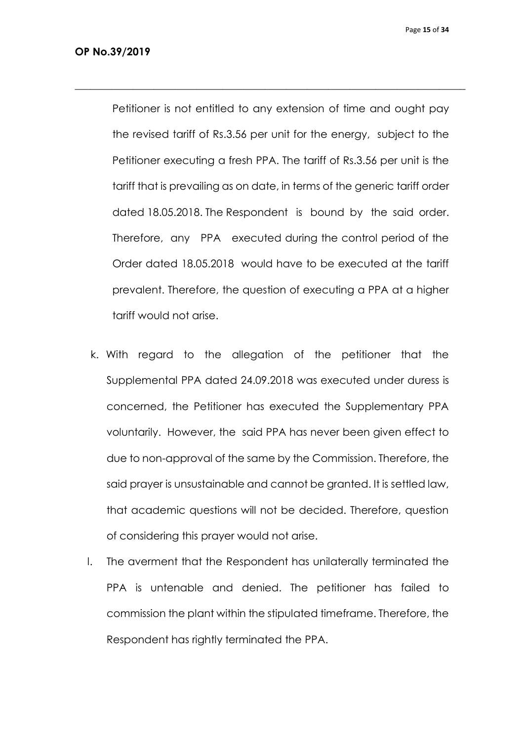Petitioner is not entitled to any extension of time and ought pay the revised tariff of Rs.3.56 per unit for the energy, subject to the Petitioner executing a fresh PPA. The tariff of Rs.3.56 per unit is the tariff that is prevailing as on date, in terms of the generic tariff order dated 18.05.2018. The Respondent is bound by the said order. Therefore, any PPA executed during the control period of the Order dated 18.05.2018 would have to be executed at the tariff prevalent. Therefore, the question of executing a PPA at a higher tariff would not arise.

k. With regard to the allegation of the petitioner that the Supplemental PPA dated 24.09.2018 was executed under duress is concerned, the Petitioner has executed the Supplementary PPA voluntarily. However, the said PPA has never been given effect to due to non-approval of the same by the Commission. Therefore, the said prayer is unsustainable and cannot be granted. It is settled law, that academic questions will not be decided. Therefore, question of considering this prayer would not arise.

l. The averment that the Respondent has unilaterally terminated the PPA is untenable and denied. The petitioner has failed to commission the plant within the stipulated timeframe. Therefore, the Respondent has rightly terminated the PPA.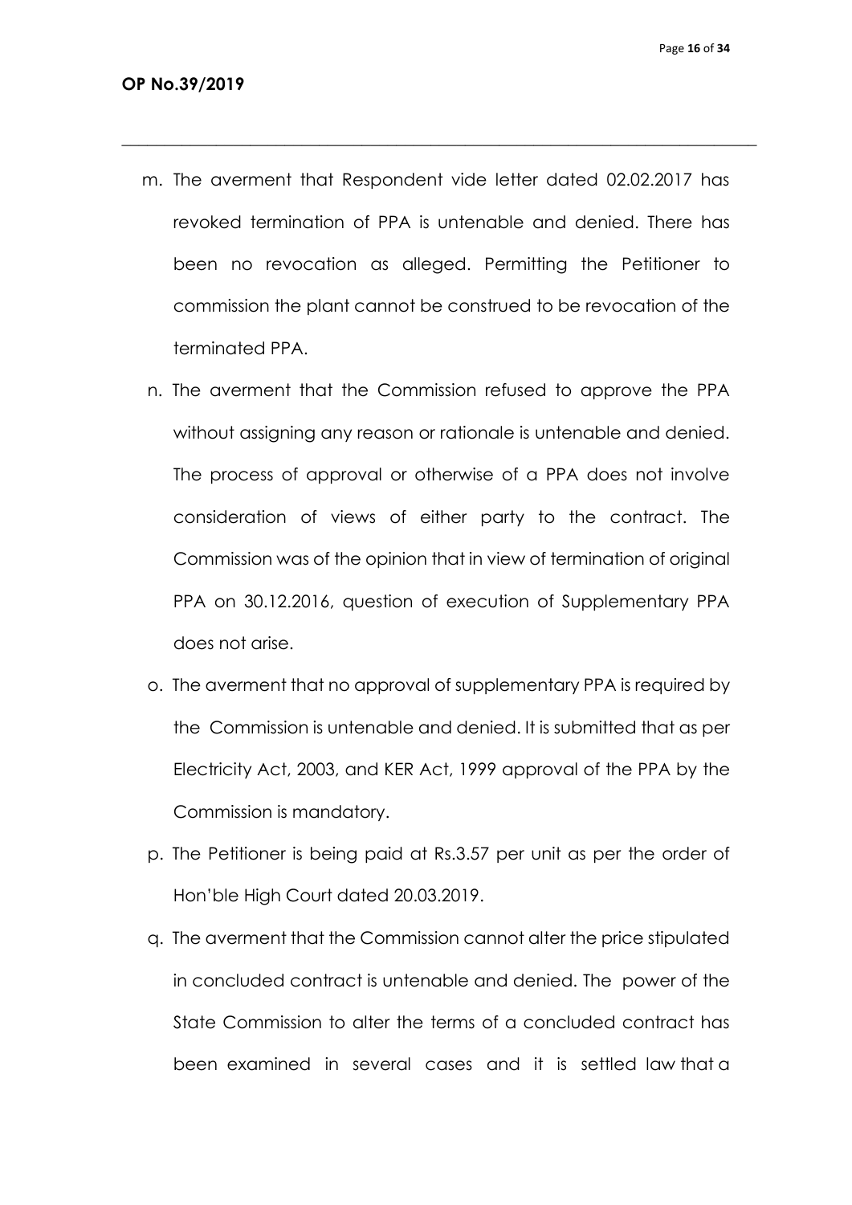m. The averment that Respondent vide letter dated 02.02.2017 has revoked termination of PPA is untenable and denied. There has been no revocation as alleged. Permitting the Petitioner to commission the plant cannot be construed to be revocation of the terminated PPA.

n. The averment that the Commission refused to approve the PPA without assigning any reason or rationale is untenable and denied. The process of approval or otherwise of a PPA does not involve consideration of views of either party to the contract. The Commission was of the opinion that in view of termination of original PPA on 30.12.2016, question of execution of Supplementary PPA does not arise.

o. The averment that no approval of supplementary PPA is required by the Commission is untenable and denied. It is submitted that as per Electricity Act, 2003, and KER Act, 1999 approval of the PPA by the Commission is mandatory.

p. The Petitioner is being paid at Rs.3.57 per unit as per the order of Hon'ble High Court dated 20.03.2019.

q. The averment that the Commission cannot alter the price stipulated in concluded contract is untenable and denied. The power of the State Commission to alter the terms of a concluded contract has been examined in several cases and it is settled law that a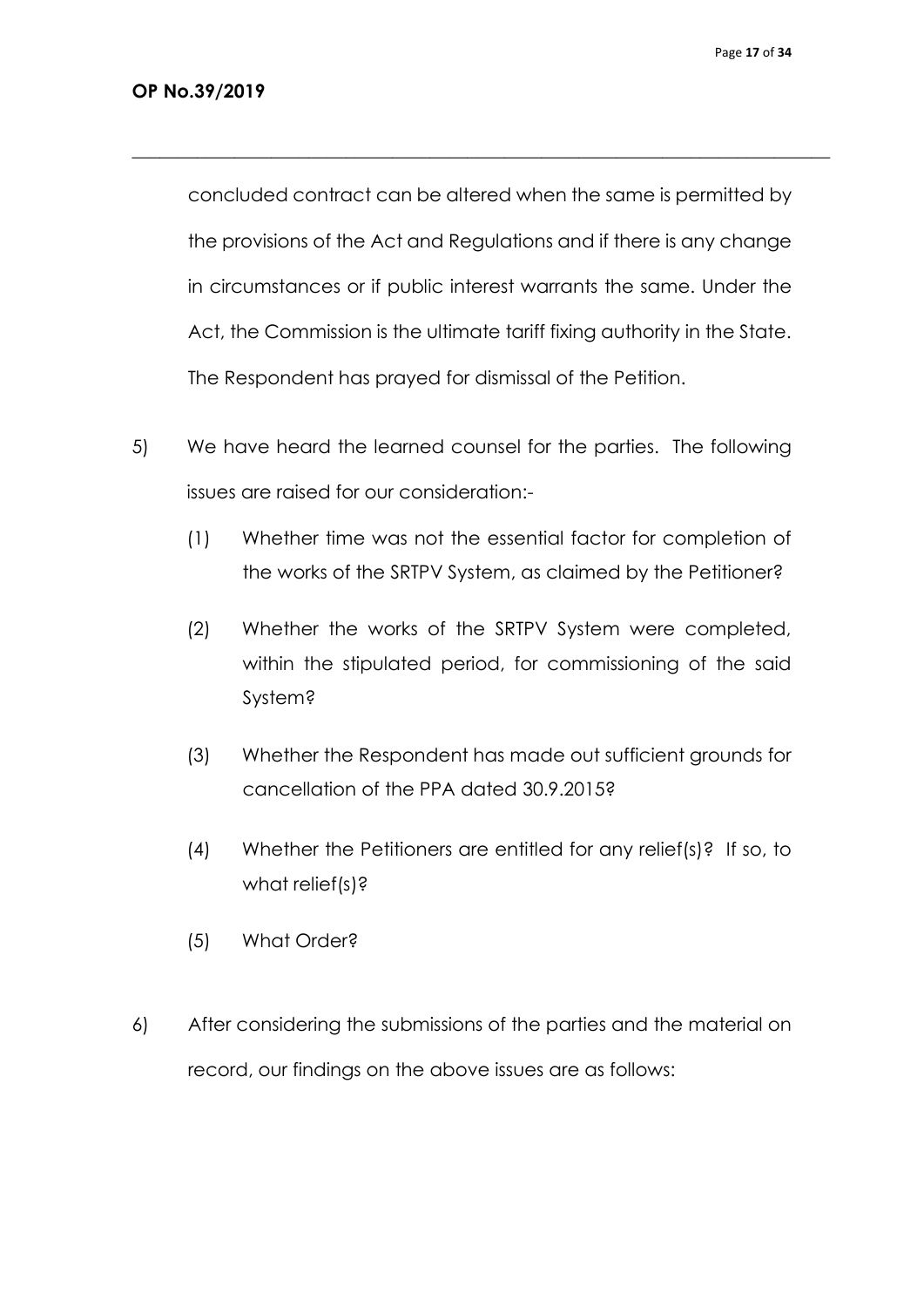concluded contract can be altered when the same is permitted by the provisions of the Act and Regulations and if there is any change in circumstances or if public interest warrants the same. Under the Act, the Commission is the ultimate tariff fixing authority in the State. The Respondent has prayed for dismissal of the Petition.

5) We have heard the learned counsel for the parties. The following issues are raised for our consideration:-

   (1) Whether time was not the essential factor for completion of the works of the SRTPV System, as claimed by the Petitioner?

   (2) Whether the works of the SRTPV System were completed, within the stipulated period, for commissioning of the said System?

   (3) Whether the Respondent has made out sufficient grounds for cancellation of the PPA dated 30.9.2015?

   (4) Whether the Petitioners are entitled for any relief(s)? If so, to what relief(s)?

   (5) What Order?

6) After considering the submissions of the parties and the material on record, our findings on the above issues are as follows: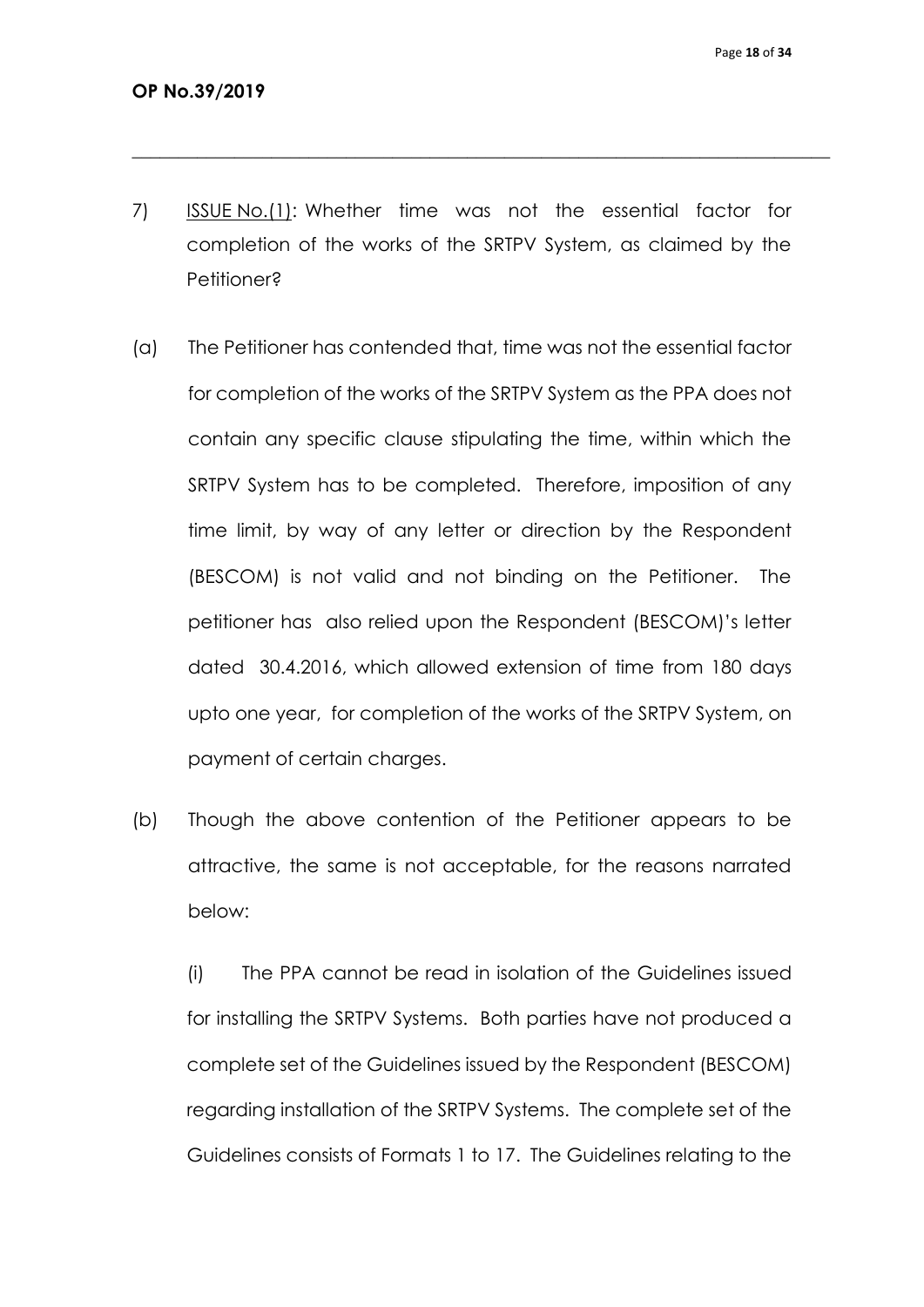7) <u>ISSUE No.(1)</u>: Whether time was not the essential factor for completion of the works of the SRTPV System, as claimed by the Petitioner?

(a) The Petitioner has contended that, time was not the essential factor for completion of the works of the SRTPV System as the PPA does not contain any specific clause stipulating the time, within which the SRTPV System has to be completed. Therefore, imposition of any time limit, by way of any letter or direction by the Respondent (BESCOM) is not valid and not binding on the Petitioner. The petitioner has also relied upon the Respondent (BESCOM)'s letter dated 30.4.2016, which allowed extension of time from 180 days upto one year, for completion of the works of the SRTPV System, on payment of certain charges.

(b) Though the above contention of the Petitioner appears to be attractive, the same is not acceptable, for the reasons narrated below:

(i) The PPA cannot be read in isolation of the Guidelines issued for installing the SRTPV Systems. Both parties have not produced a complete set of the Guidelines issued by the Respondent (BESCOM) regarding installation of the SRTPV Systems. The complete set of the Guidelines consists of Formats 1 to 17. The Guidelines relating to the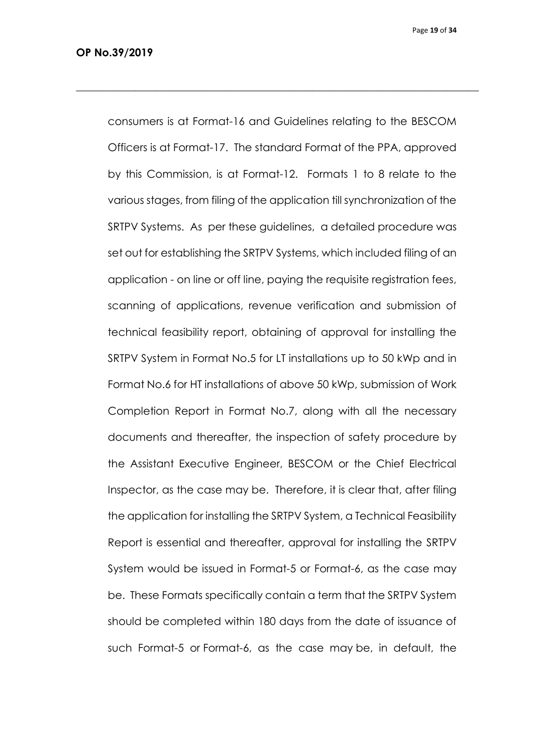consumers is at Format-16 and Guidelines relating to the BESCOM Officers is at Format-17. The standard Format of the PPA, approved by this Commission, is at Format-12. Formats 1 to 8 relate to the various stages, from filing of the application till synchronization of the SRTPV Systems. As per these guidelines, a detailed procedure was set out for establishing the SRTPV Systems, which included filing of an application - on line or off line, paying the requisite registration fees, scanning of applications, revenue verification and submission of technical feasibility report, obtaining of approval for installing the SRTPV System in Format No.5 for LT installations up to 50 kWp and in Format No.6 for HT installations of above 50 kWp, submission of Work Completion Report in Format No.7, along with all the necessary documents and thereafter, the inspection of safety procedure by the Assistant Executive Engineer, BESCOM or the Chief Electrical Inspector, as the case may be. Therefore, it is clear that, after filing the application for installing the SRTPV System, a Technical Feasibility Report is essential and thereafter, approval for installing the SRTPV System would be issued in Format-5 or Format-6, as the case may be. These Formats specifically contain a term that the SRTPV System should be completed within 180 days from the date of issuance of such Format-5 or Format-6, as the case may be, in default, the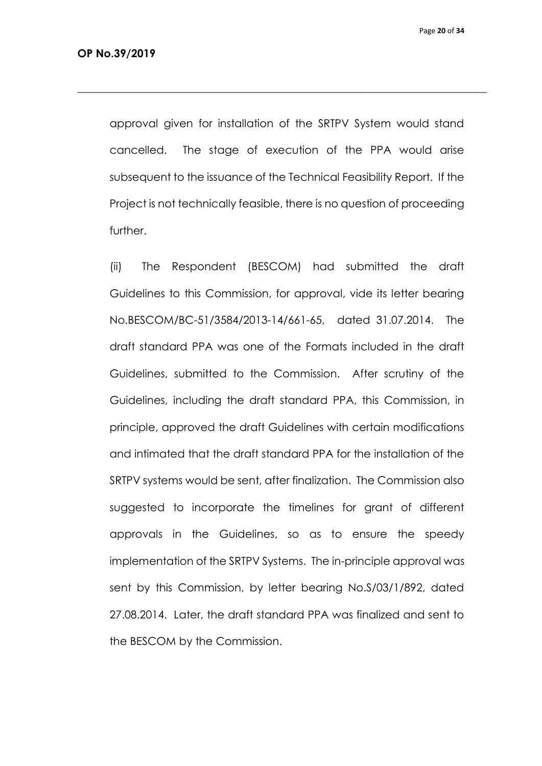approval given for installation of the SRTPV System would stand cancelled. The stage of execution of the PPA would arise subsequent to the issuance of the Technical Feasibility Report. If the Project is not technically feasible, there is no question of proceeding further.

(ii) The Respondent (BESCOM) had submitted the draft Guidelines to this Commission, for approval, vide its letter bearing No.BESCOM/BC-51/3584/2013-14/661-65, dated 31.07.2014. The draft standard PPA was one of the Formats included in the draft Guidelines, submitted to the Commission. After scrutiny of the Guidelines, including the draft standard PPA, this Commission, in principle, approved the draft Guidelines with certain modifications and intimated that the draft standard PPA for the installation of the SRTPV systems would be sent, after finalization. The Commission also suggested to incorporate the timelines for grant of different approvals in the Guidelines, so as to ensure the speedy implementation of the SRTPV Systems. The in-principle approval was sent by this Commission, by letter bearing No.S/03/1/892, dated 27.08.2014. Later, the draft standard PPA was finalized and sent to the BESCOM by the Commission.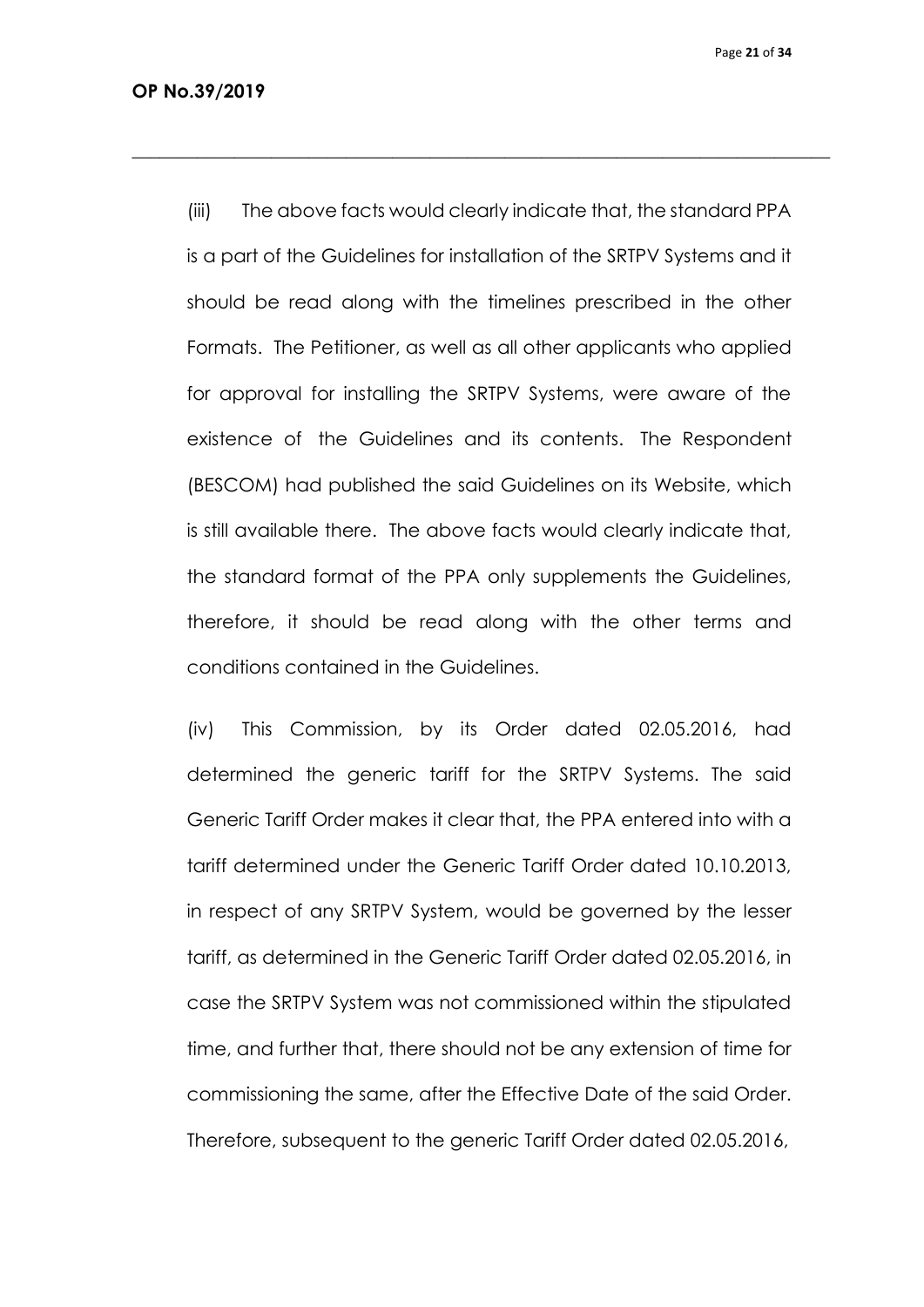(iii) The above facts would clearly indicate that, the standard PPA is a part of the Guidelines for installation of the SRTPV Systems and it should be read along with the timelines prescribed in the other Formats. The Petitioner, as well as all other applicants who applied for approval for installing the SRTPV Systems, were aware of the existence of the Guidelines and its contents. The Respondent (BESCOM) had published the said Guidelines on its Website, which is still available there. The above facts would clearly indicate that, the standard format of the PPA only supplements the Guidelines, therefore, it should be read along with the other terms and conditions contained in the Guidelines.

(iv) This Commission, by its Order dated 02.05.2016, had determined the generic tariff for the SRTPV Systems. The said Generic Tariff Order makes it clear that, the PPA entered into with a tariff determined under the Generic Tariff Order dated 10.10.2013, in respect of any SRTPV System, would be governed by the lesser tariff, as determined in the Generic Tariff Order dated 02.05.2016, in case the SRTPV System was not commissioned within the stipulated time, and further that, there should not be any extension of time for commissioning the same, after the Effective Date of the said Order. Therefore, subsequent to the generic Tariff Order dated 02.05.2016,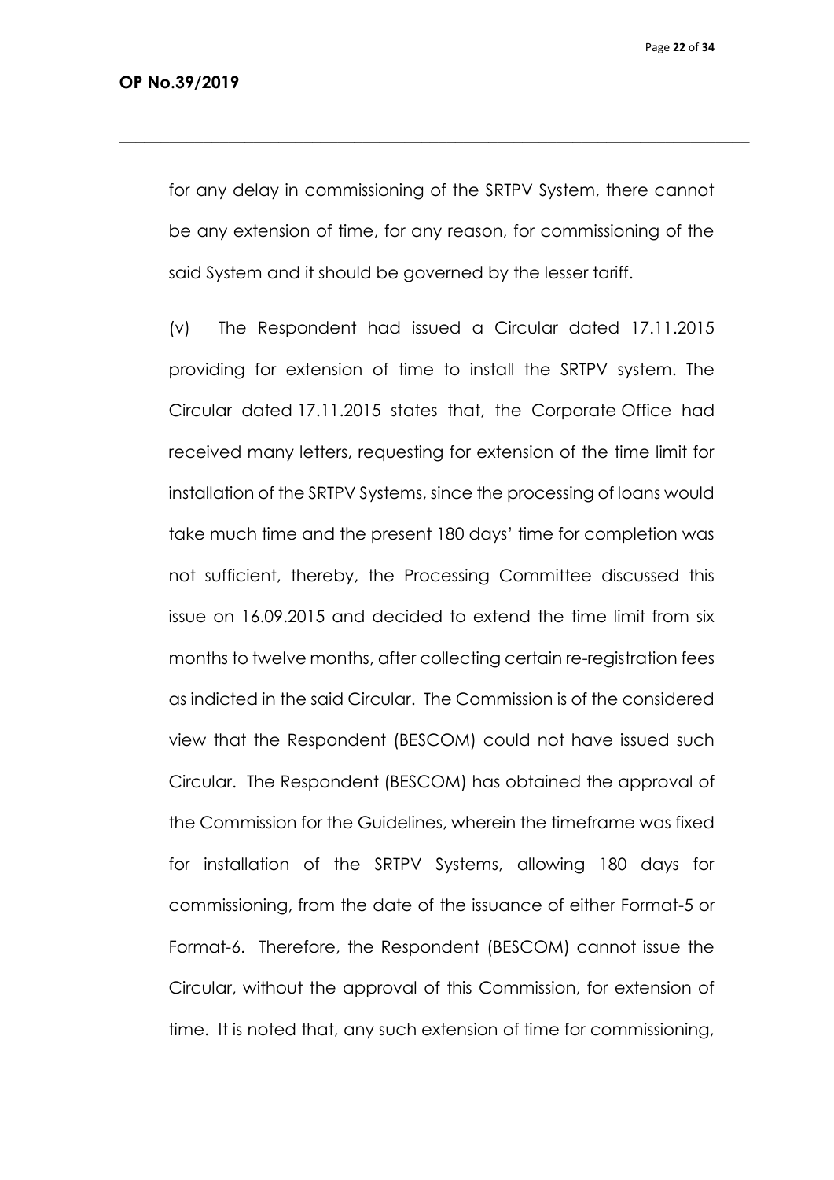for any delay in commissioning of the SRTPV System, there cannot be any extension of time, for any reason, for commissioning of the said System and it should be governed by the lesser tariff.

(v) The Respondent had issued a Circular dated 17.11.2015 providing for extension of time to install the SRTPV system. The Circular dated 17.11.2015 states that, the Corporate Office had received many letters, requesting for extension of the time limit for installation of the SRTPV Systems, since the processing of loans would take much time and the present 180 days' time for completion was not sufficient, thereby, the Processing Committee discussed this issue on 16.09.2015 and decided to extend the time limit from six months to twelve months, after collecting certain re-registration fees as indicted in the said Circular. The Commission is of the considered view that the Respondent (BESCOM) could not have issued such Circular. The Respondent (BESCOM) has obtained the approval of the Commission for the Guidelines, wherein the timeframe was fixed for installation of the SRTPV Systems, allowing 180 days for commissioning, from the date of the issuance of either Format-5 or Format-6. Therefore, the Respondent (BESCOM) cannot issue the Circular, without the approval of this Commission, for extension of time. It is noted that, any such extension of time for commissioning,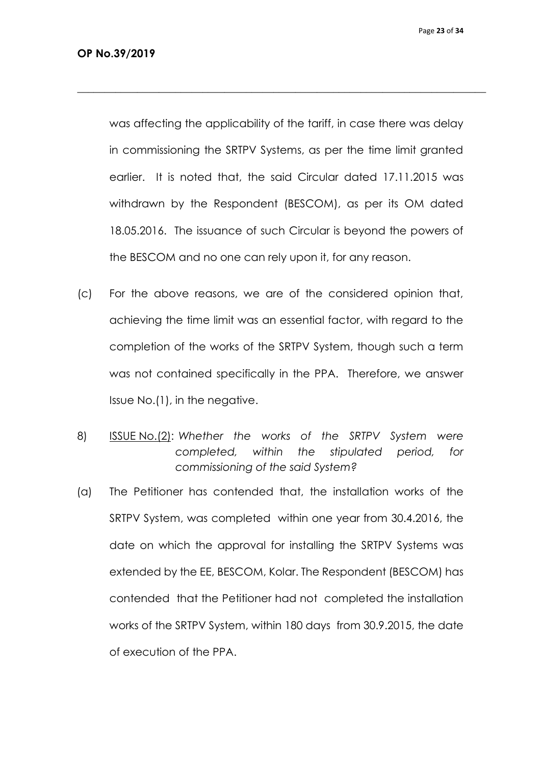was affecting the applicability of the tariff, in case there was delay in commissioning the SRTPV Systems, as per the time limit granted earlier. It is noted that, the said Circular dated 17.11.2015 was withdrawn by the Respondent (BESCOM), as per its OM dated 18.05.2016. The issuance of such Circular is beyond the powers of the BESCOM and no one can rely upon it, for any reason.

(c) For the above reasons, we are of the considered opinion that, achieving the time limit was an essential factor, with regard to the completion of the works of the SRTPV System, though such a term was not contained specifically in the PPA. Therefore, we answer Issue No.(1), in the negative.

8) ISSUE No.(2): *Whether the works of the SRTPV System were completed, within the stipulated period, for commissioning of the said System?*

(a) The Petitioner has contended that, the installation works of the SRTPV System, was completed within one year from 30.4.2016, the date on which the approval for installing the SRTPV Systems was extended by the EE, BESCOM, Kolar. The Respondent (BESCOM) has contended that the Petitioner had not completed the installation works of the SRTPV System, within 180 days from 30.9.2015, the date of execution of the PPA.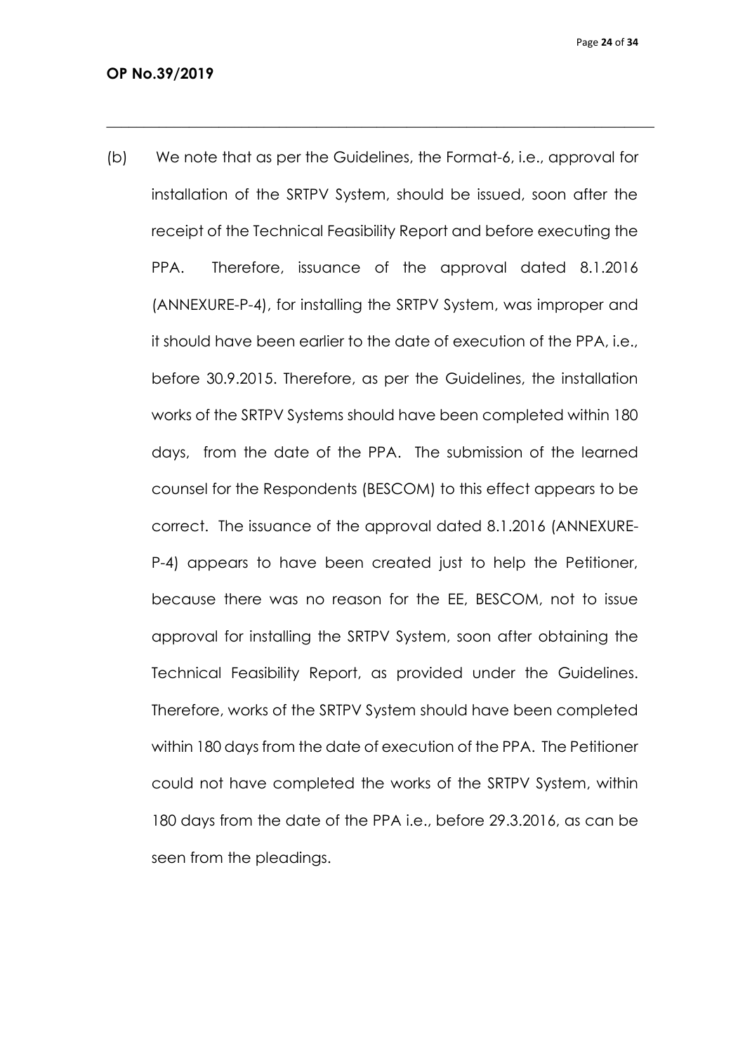(b) We note that as per the Guidelines, the Format-6, i.e., approval for installation of the SRTPV System, should be issued, soon after the receipt of the Technical Feasibility Report and before executing the PPA. Therefore, issuance of the approval dated 8.1.2016 (ANNEXURE-P-4), for installing the SRTPV System, was improper and it should have been earlier to the date of execution of the PPA, i.e., before 30.9.2015. Therefore, as per the Guidelines, the installation works of the SRTPV Systems should have been completed within 180 days, from the date of the PPA. The submission of the learned counsel for the Respondents (BESCOM) to this effect appears to be correct. The issuance of the approval dated 8.1.2016 (ANNEXURE-P-4) appears to have been created just to help the Petitioner, because there was no reason for the EE, BESCOM, not to issue approval for installing the SRTPV System, soon after obtaining the Technical Feasibility Report, as provided under the Guidelines. Therefore, works of the SRTPV System should have been completed within 180 days from the date of execution of the PPA. The Petitioner could not have completed the works of the SRTPV System, within 180 days from the date of the PPA i.e., before 29.3.2016, as can be seen from the pleadings.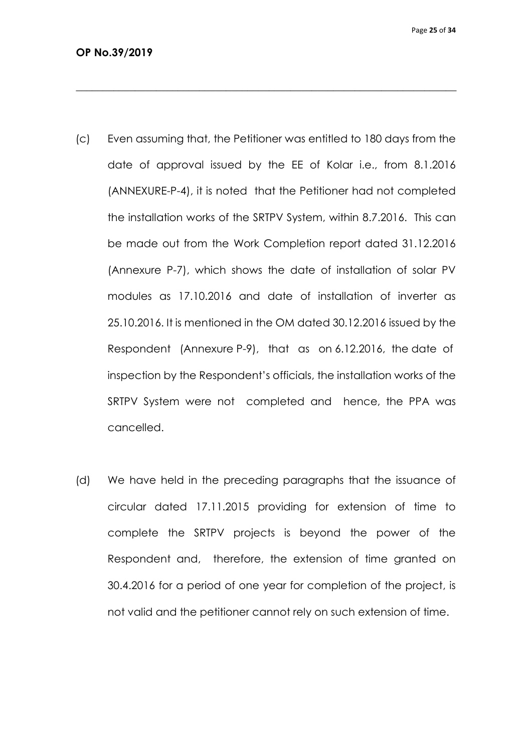(c) Even assuming that, the Petitioner was entitled to 180 days from the date of approval issued by the EE of Kolar i.e., from 8.1.2016 (ANNEXURE-P-4), it is noted that the Petitioner had not completed the installation works of the SRTPV System, within 8.7.2016. This can be made out from the Work Completion report dated 31.12.2016 (Annexure P-7), which shows the date of installation of solar PV modules as 17.10.2016 and date of installation of inverter as 25.10.2016. It is mentioned in the OM dated 30.12.2016 issued by the Respondent (Annexure P-9), that as on 6.12.2016, the date of inspection by the Respondent's officials, the installation works of the SRTPV System were not completed and hence, the PPA was cancelled.

(d) We have held in the preceding paragraphs that the issuance of circular dated 17.11.2015 providing for extension of time to complete the SRTPV projects is beyond the power of the Respondent and, therefore, the extension of time granted on 30.4.2016 for a period of one year for completion of the project, is not valid and the petitioner cannot rely on such extension of time.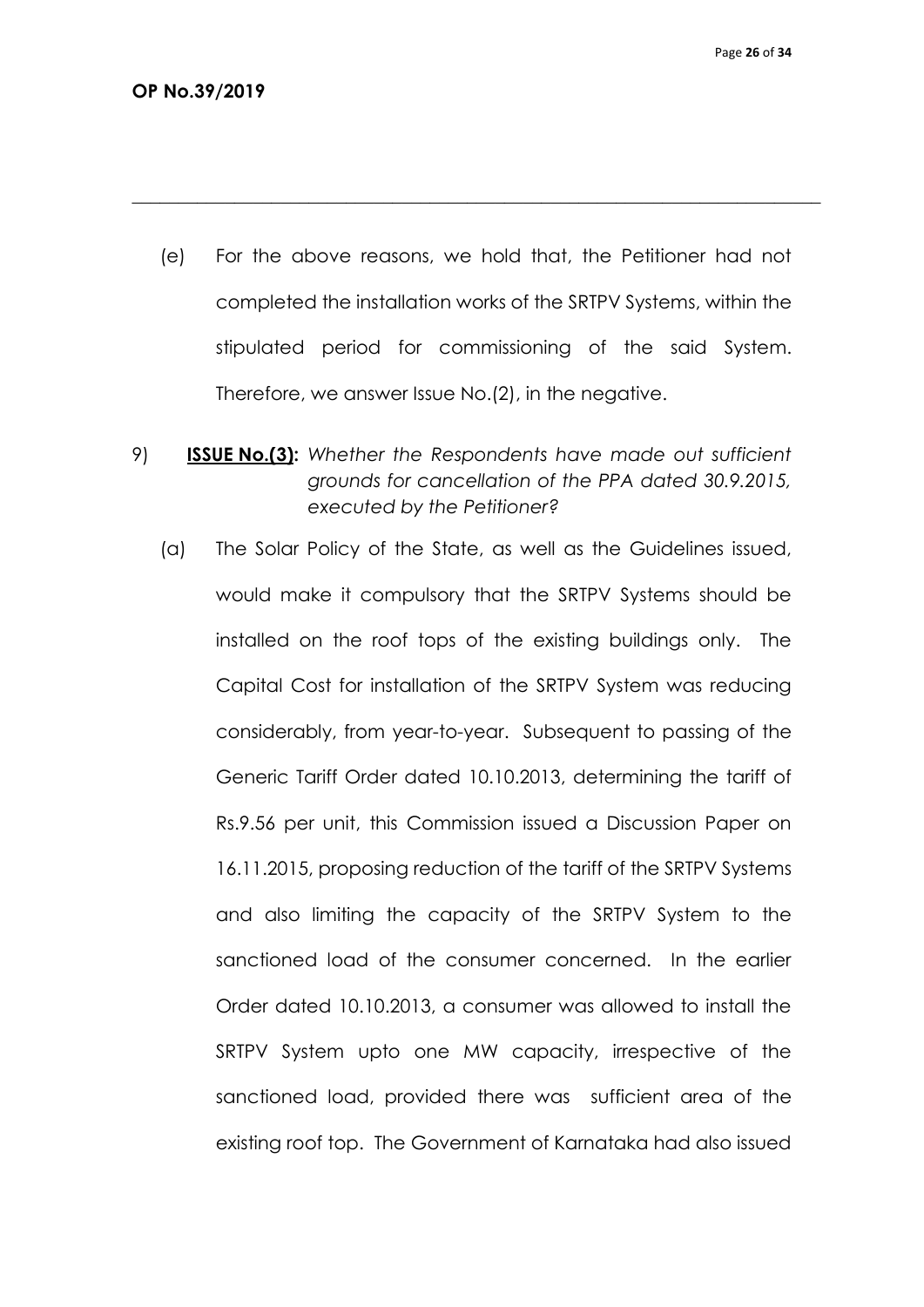(e) For the above reasons, we hold that, the Petitioner had not completed the installation works of the SRTPV Systems, within the stipulated period for commissioning of the said System. Therefore, we answer Issue No.(2), in the negative.

9) **ISSUE No.(3):** *Whether the Respondents have made out sufficient grounds for cancellation of the PPA dated 30.9.2015, executed by the Petitioner?*

(a) The Solar Policy of the State, as well as the Guidelines issued, would make it compulsory that the SRTPV Systems should be installed on the roof tops of the existing buildings only. The Capital Cost for installation of the SRTPV System was reducing considerably, from year-to-year. Subsequent to passing of the Generic Tariff Order dated 10.10.2013, determining the tariff of Rs.9.56 per unit, this Commission issued a Discussion Paper on 16.11.2015, proposing reduction of the tariff of the SRTPV Systems and also limiting the capacity of the SRTPV System to the sanctioned load of the consumer concerned. In the earlier Order dated 10.10.2013, a consumer was allowed to install the SRTPV System upto one MW capacity, irrespective of the sanctioned load, provided there was sufficient area of the existing roof top. The Government of Karnataka had also issued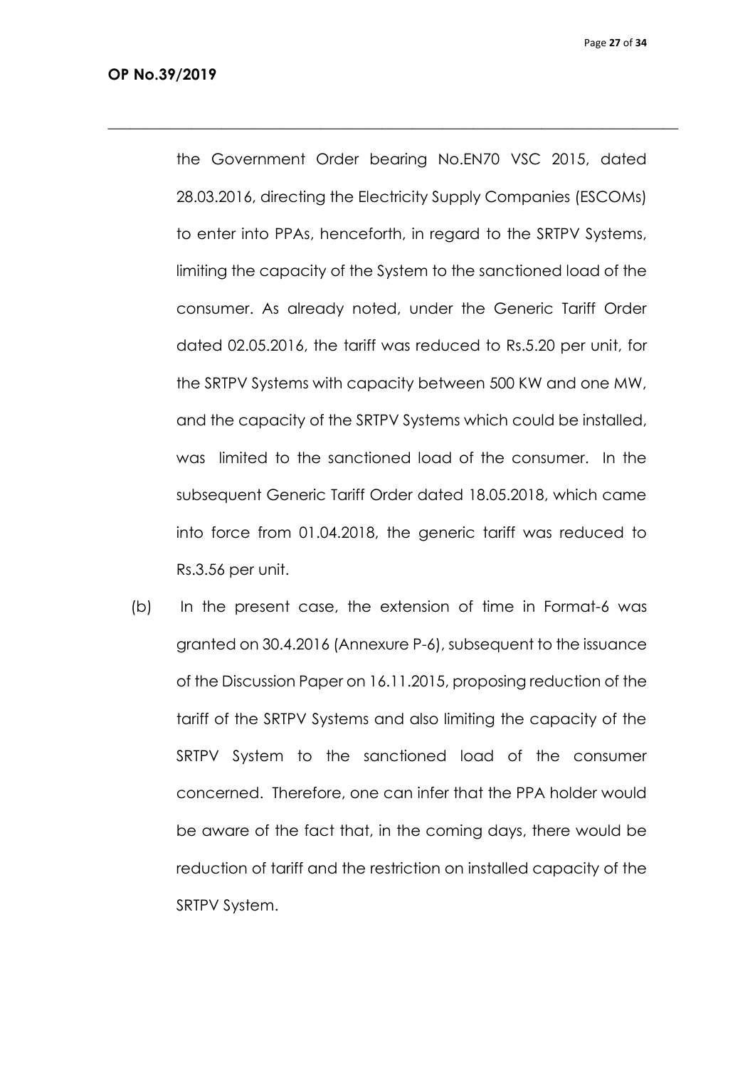the Government Order bearing No.EN70 VSC 2015, dated 28.03.2016, directing the Electricity Supply Companies (ESCOMs) to enter into PPAs, henceforth, in regard to the SRTPV Systems, limiting the capacity of the System to the sanctioned load of the consumer. As already noted, under the Generic Tariff Order dated 02.05.2016, the tariff was reduced to Rs.5.20 per unit, for the SRTPV Systems with capacity between 500 KW and one MW, and the capacity of the SRTPV Systems which could be installed, was limited to the sanctioned load of the consumer. In the subsequent Generic Tariff Order dated 18.05.2018, which came into force from 01.04.2018, the generic tariff was reduced to Rs.3.56 per unit.

(b) In the present case, the extension of time in Format-6 was granted on 30.4.2016 (Annexure P-6), subsequent to the issuance of the Discussion Paper on 16.11.2015, proposing reduction of the tariff of the SRTPV Systems and also limiting the capacity of the SRTPV System to the sanctioned load of the consumer concerned. Therefore, one can infer that the PPA holder would be aware of the fact that, in the coming days, there would be reduction of tariff and the restriction on installed capacity of the SRTPV System.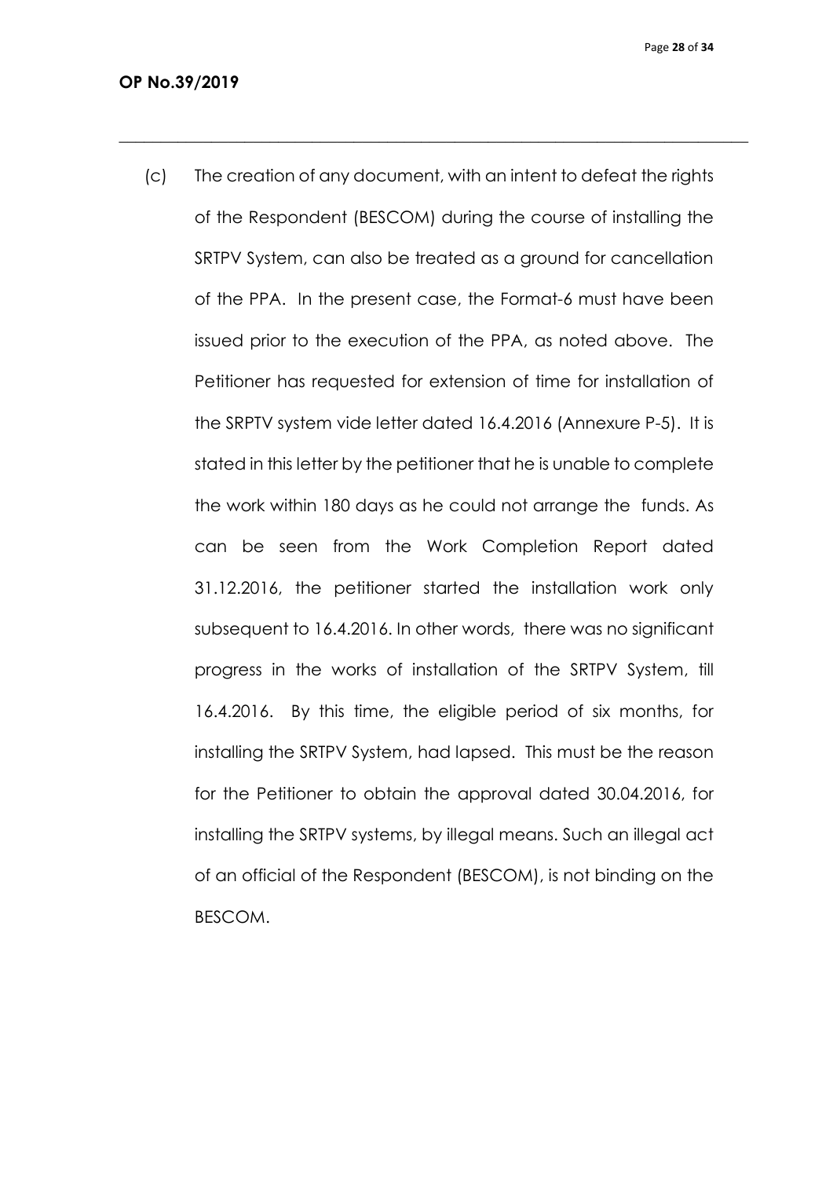(c) The creation of any document, with an intent to defeat the rights of the Respondent (BESCOM) during the course of installing the SRTPV System, can also be treated as a ground for cancellation of the PPA. In the present case, the Format-6 must have been issued prior to the execution of the PPA, as noted above. The Petitioner has requested for extension of time for installation of the SRPTV system vide letter dated 16.4.2016 (Annexure P-5). It is stated in this letter by the petitioner that he is unable to complete the work within 180 days as he could not arrange the funds. As can be seen from the Work Completion Report dated 31.12.2016, the petitioner started the installation work only subsequent to 16.4.2016. In other words, there was no significant progress in the works of installation of the SRTPV System, till 16.4.2016. By this time, the eligible period of six months, for installing the SRTPV System, had lapsed. This must be the reason for the Petitioner to obtain the approval dated 30.04.2016, for installing the SRTPV systems, by illegal means. Such an illegal act of an official of the Respondent (BESCOM), is not binding on the BESCOM.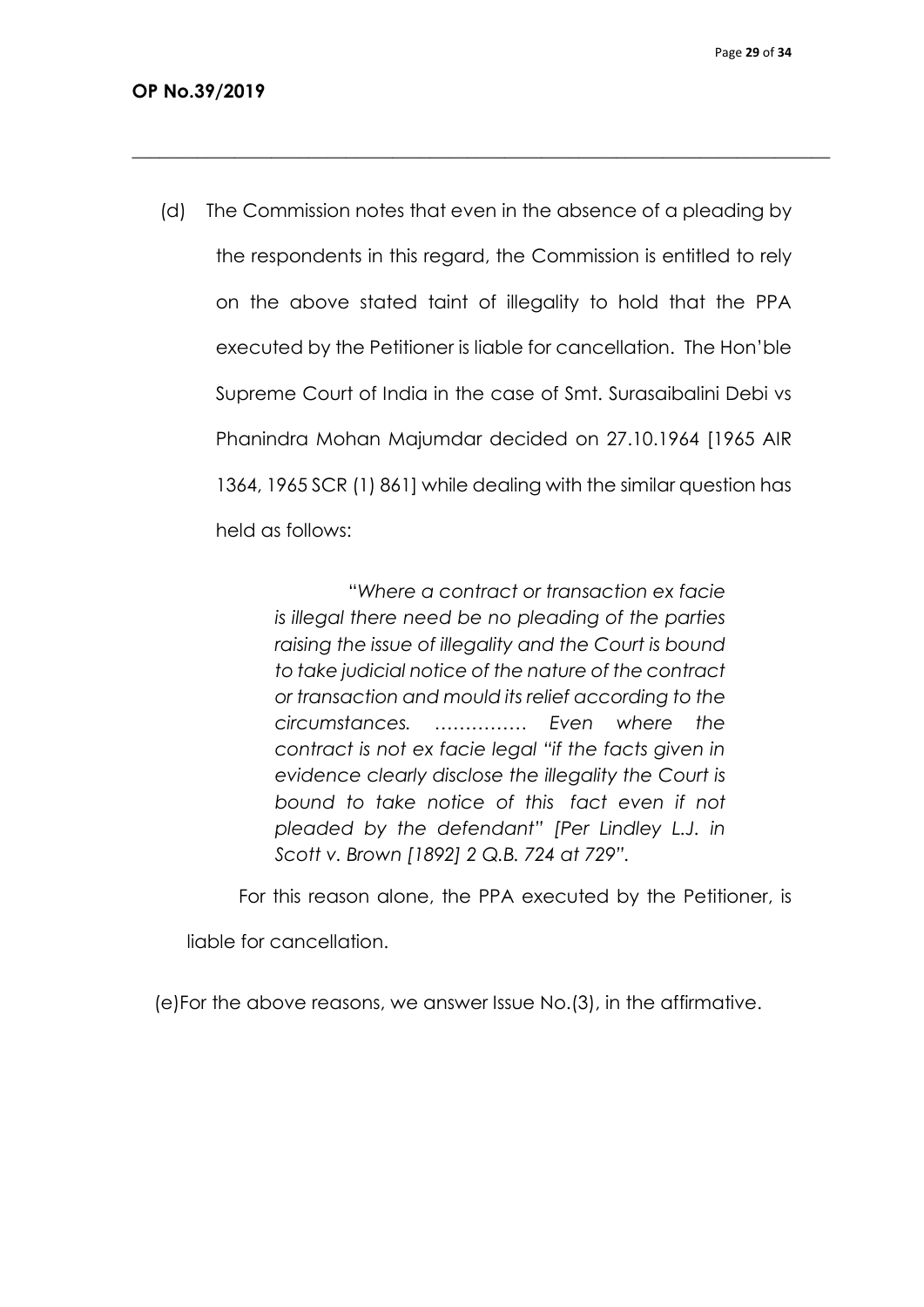(d) The Commission notes that even in the absence of a pleading by the respondents in this regard, the Commission is entitled to rely on the above stated taint of illegality to hold that the PPA executed by the Petitioner is liable for cancellation. The Hon'ble Supreme Court of India in the case of Smt. Surasaibalini Debi vs Phanindra Mohan Majumdar decided on 27.10.1964 [1965 AIR 1364, 1965 SCR (1) 861] while dealing with the similar question has held as follows:

> "*Where a contract or transaction ex facie is illegal there need be no pleading of the parties raising the issue of illegality and the Court is bound to take judicial notice of the nature of the contract or transaction and mould its relief according to the circumstances. …………… Even where the contract is not ex facie legal "if the facts given in evidence clearly disclose the illegality the Court is bound to take notice of this fact even if not pleaded by the defendant" [Per Lindley L.J. in Scott v. Brown [1892] 2 Q.B. 724 at 729".*

For this reason alone, the PPA executed by the Petitioner, is liable for cancellation.

(e) For the above reasons, we answer Issue No.(3), in the affirmative.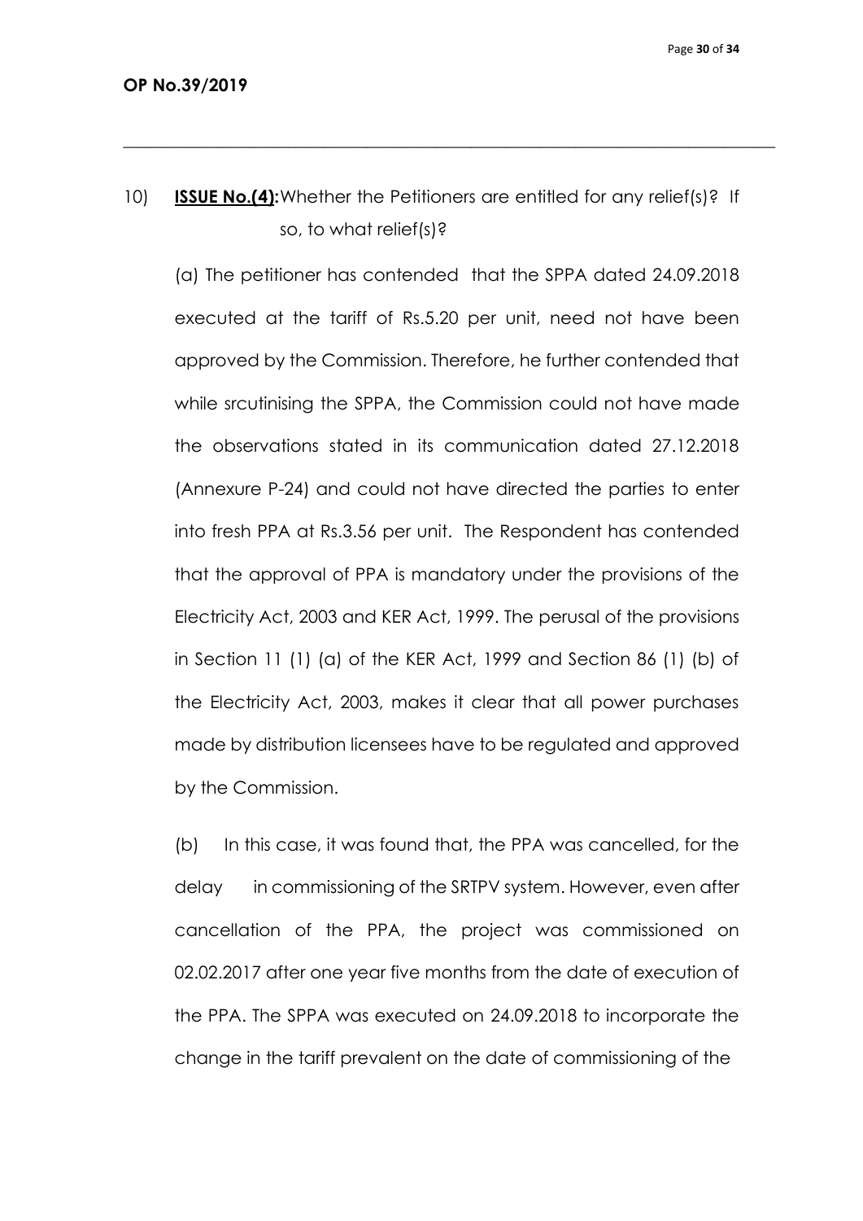10) **ISSUE No.(4):** Whether the Petitioners are entitled for any relief(s)? If so, to what relief(s)?

(a) The petitioner has contended that the SPPA dated 24.09.2018 executed at the tariff of Rs.5.20 per unit, need not have been approved by the Commission. Therefore, he further contended that while srcutinising the SPPA, the Commission could not have made the observations stated in its communication dated 27.12.2018 (Annexure P-24) and could not have directed the parties to enter into fresh PPA at Rs.3.56 per unit. The Respondent has contended that the approval of PPA is mandatory under the provisions of the Electricity Act, 2003 and KER Act, 1999. The perusal of the provisions in Section 11 (1) (a) of the KER Act, 1999 and Section 86 (1) (b) of the Electricity Act, 2003, makes it clear that all power purchases made by distribution licensees have to be regulated and approved by the Commission.

(b) In this case, it was found that, the PPA was cancelled, for the delay in commissioning of the SRTPV system. However, even after cancellation of the PPA, the project was commissioned on 02.02.2017 after one year five months from the date of execution of the PPA. The SPPA was executed on 24.09.2018 to incorporate the change in the tariff prevalent on the date of commissioning of the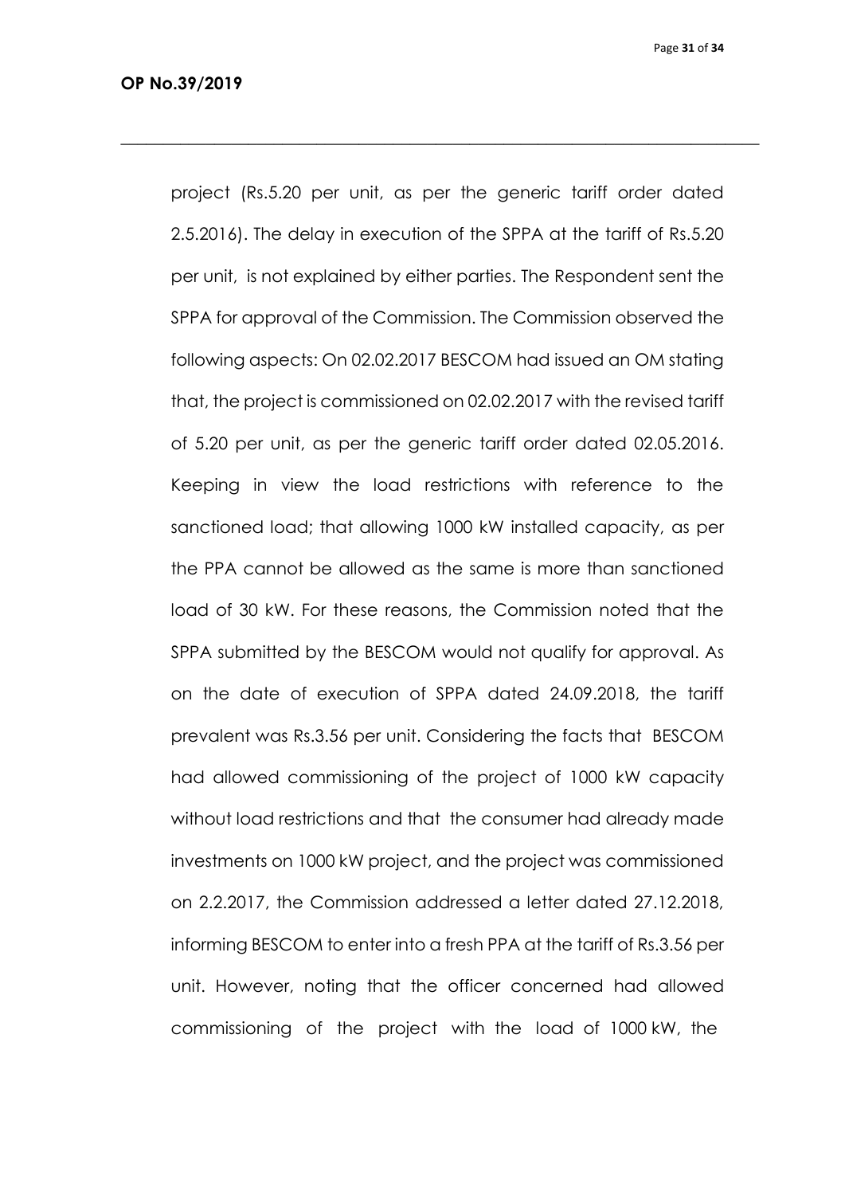project (Rs.5.20 per unit, as per the generic tariff order dated 2.5.2016). The delay in execution of the SPPA at the tariff of Rs.5.20 per unit, is not explained by either parties. The Respondent sent the SPPA for approval of the Commission. The Commission observed the following aspects: On 02.02.2017 BESCOM had issued an OM stating that, the project is commissioned on 02.02.2017 with the revised tariff of 5.20 per unit, as per the generic tariff order dated 02.05.2016. Keeping in view the load restrictions with reference to the sanctioned load; that allowing 1000 kW installed capacity, as per the PPA cannot be allowed as the same is more than sanctioned load of 30 kW. For these reasons, the Commission noted that the SPPA submitted by the BESCOM would not qualify for approval. As on the date of execution of SPPA dated 24.09.2018, the tariff prevalent was Rs.3.56 per unit. Considering the facts that BESCOM had allowed commissioning of the project of 1000 kW capacity without load restrictions and that the consumer had already made investments on 1000 kW project, and the project was commissioned on 2.2.2017, the Commission addressed a letter dated 27.12.2018, informing BESCOM to enter into a fresh PPA at the tariff of Rs.3.56 per unit. However, noting that the officer concerned had allowed commissioning of the project with the load of 1000 kW, the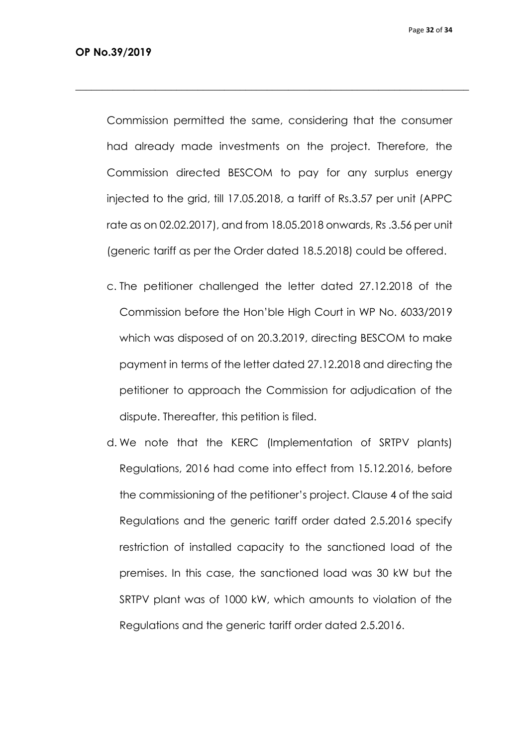Commission permitted the same, considering that the consumer had already made investments on the project. Therefore, the Commission directed BESCOM to pay for any surplus energy injected to the grid, till 17.05.2018, a tariff of Rs.3.57 per unit (APPC rate as on 02.02.2017), and from 18.05.2018 onwards, Rs .3.56 per unit (generic tariff as per the Order dated 18.5.2018) could be offered.

c. The petitioner challenged the letter dated 27.12.2018 of the Commission before the Hon'ble High Court in WP No. 6033/2019 which was disposed of on 20.3.2019, directing BESCOM to make payment in terms of the letter dated 27.12.2018 and directing the petitioner to approach the Commission for adjudication of the dispute. Thereafter, this petition is filed.

d. We note that the KERC (Implementation of SRTPV plants) Regulations, 2016 had come into effect from 15.12.2016, before the commissioning of the petitioner's project. Clause 4 of the said Regulations and the generic tariff order dated 2.5.2016 specify restriction of installed capacity to the sanctioned load of the premises. In this case, the sanctioned load was 30 kW but the SRTPV plant was of 1000 kW, which amounts to violation of the Regulations and the generic tariff order dated 2.5.2016.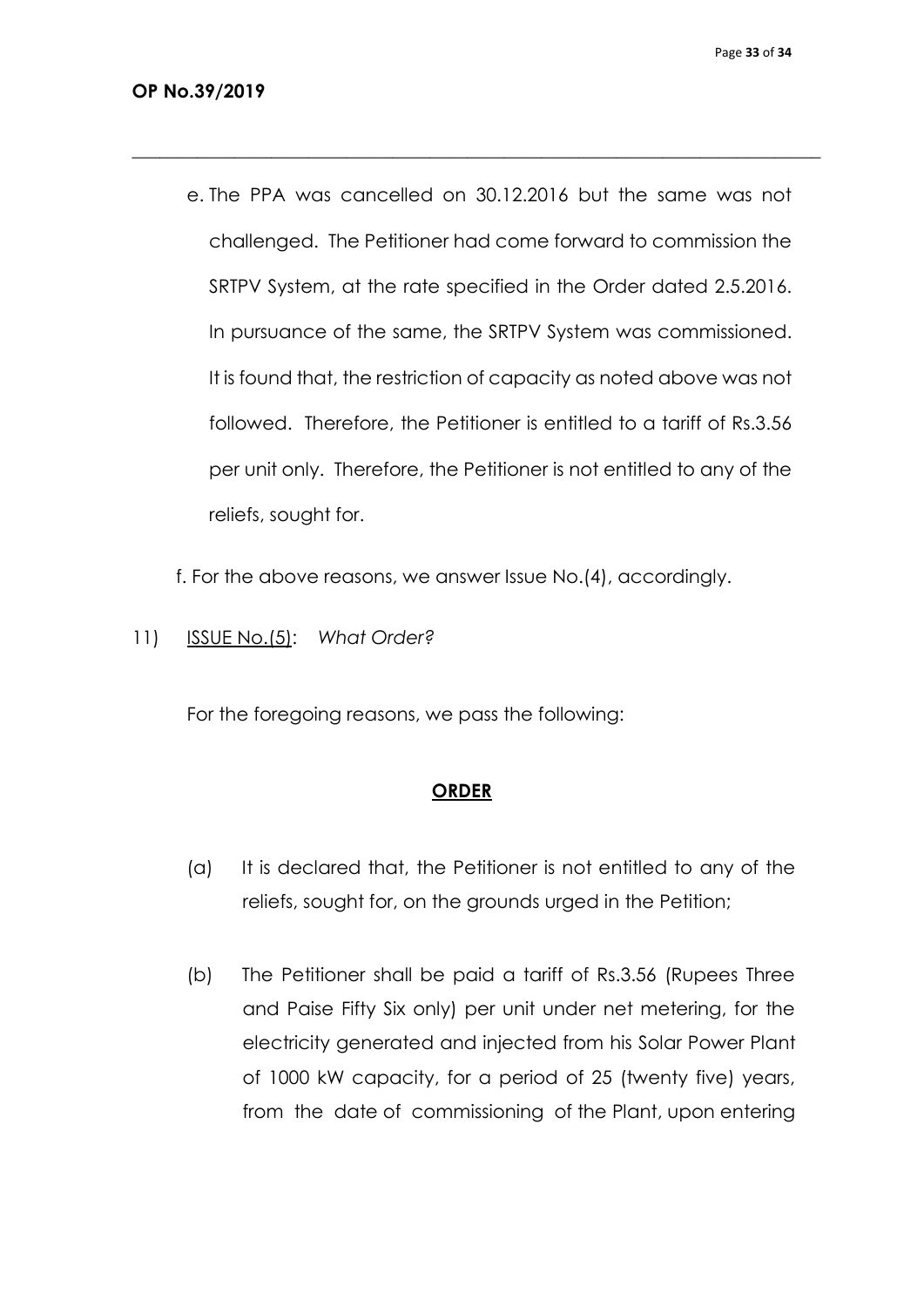e. The PPA was cancelled on 30.12.2016 but the same was not challenged. The Petitioner had come forward to commission the SRTPV System, at the rate specified in the Order dated 2.5.2016. In pursuance of the same, the SRTPV System was commissioned. It is found that, the restriction of capacity as noted above was not followed. Therefore, the Petitioner is entitled to a tariff of Rs.3.56 per unit only. Therefore, the Petitioner is not entitled to any of the reliefs, sought for.

f. For the above reasons, we answer Issue No.(4), accordingly.

11) ISSUE No.(5): *What Order?*

For the foregoing reasons, we pass the following:

**ORDER**

(a) It is declared that, the Petitioner is not entitled to any of the reliefs, sought for, on the grounds urged in the Petition;

(b) The Petitioner shall be paid a tariff of Rs.3.56 (Rupees Three and Paise Fifty Six only) per unit under net metering, for the electricity generated and injected from his Solar Power Plant of 1000 kW capacity, for a period of 25 (twenty five) years, from the date of commissioning of the Plant, upon entering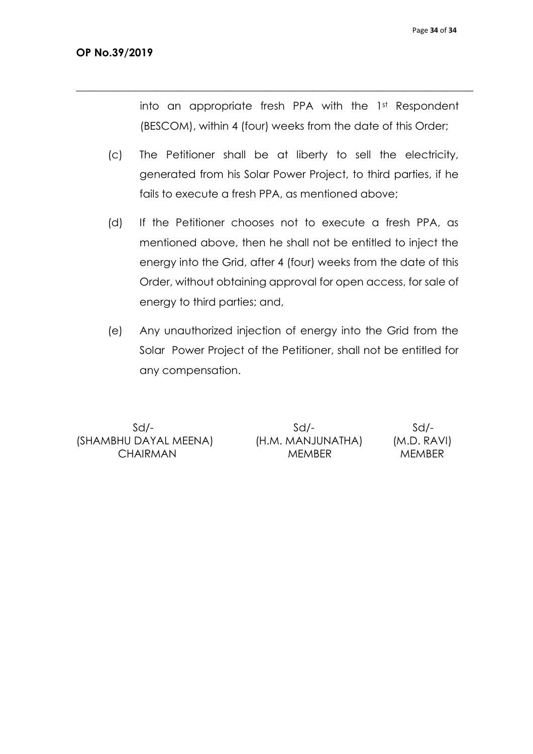into an appropriate fresh PPA with the 1st Respondent (BESCOM), within 4 (four) weeks from the date of this Order;

(c) The Petitioner shall be at liberty to sell the electricity, generated from his Solar Power Project, to third parties, if he fails to execute a fresh PPA, as mentioned above;

(d) If the Petitioner chooses not to execute a fresh PPA, as mentioned above, then he shall not be entitled to inject the energy into the Grid, after 4 (four) weeks from the date of this Order, without obtaining approval for open access, for sale of energy to third parties; and,

(e) Any unauthorized injection of energy into the Grid from the Solar Power Project of the Petitioner, shall not be entitled for any compensation.

| | | |
|---|---|---|
| Sd/- | Sd/- | Sd/- |
| (SHAMBHU DAYAL MEENA) | (H.M. MANJUNATHA) | (M.D. RAVI) |
| CHAIRMAN | MEMBER | MEMBER |